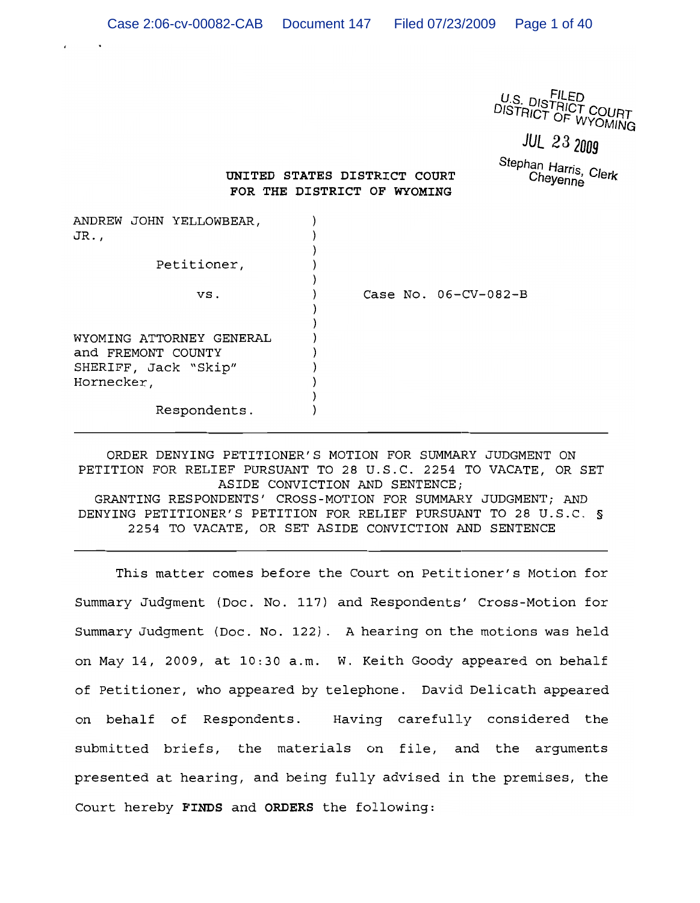FILED
U.S. DISTRICT COURT
DISTRICT OF WYOMING

JUL 23 2009

Stephan Harris, Clerk
Cheyenne

**UNITED STATES DISTRICT COURT**
**FOR THE DISTRICT OF WYOMING**

ANDREW JOHN YELLOWBEAR, JR.,

Petitioner,

vs.

Case No. 06-CV-082-B

WYOMING ATTORNEY GENERAL and FREMONT COUNTY SHERIFF, Jack "Skip" Hornecker,

Respondents.

---

ORDER DENYING PETITIONER'S MOTION FOR SUMMARY JUDGMENT ON PETITION FOR RELIEF PURSUANT TO 28 U.S.C. 2254 TO VACATE, OR SET ASIDE CONVICTION AND SENTENCE;
GRANTING RESPONDENTS' CROSS-MOTION FOR SUMMARY JUDGMENT; AND DENYING PETITIONER'S PETITION FOR RELIEF PURSUANT TO 28 U.S.C. § 2254 TO VACATE, OR SET ASIDE CONVICTION AND SENTENCE

---

This matter comes before the Court on Petitioner's Motion for Summary Judgment (Doc. No. 117) and Respondents' Cross-Motion for Summary Judgment (Doc. No. 122). A hearing on the motions was held on May 14, 2009, at 10:30 a.m. W. Keith Goody appeared on behalf of Petitioner, who appeared by telephone. David Delicath appeared on behalf of Respondents. Having carefully considered the submitted briefs, the materials on file, and the arguments presented at hearing, and being fully advised in the premises, the Court hereby **FINDS** and **ORDERS** the following: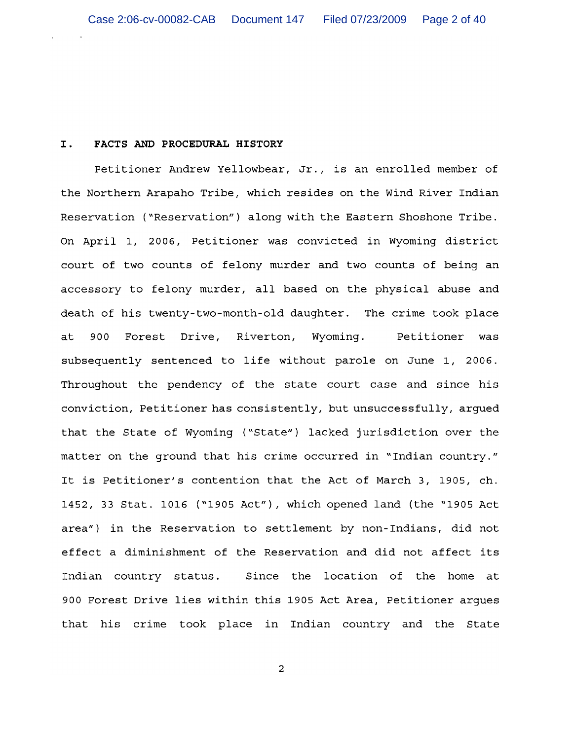## I. FACTS AND PROCEDURAL HISTORY

Petitioner Andrew Yellowbear, Jr., is an enrolled member of the Northern Arapaho Tribe, which resides on the Wind River Indian Reservation ("Reservation") along with the Eastern Shoshone Tribe. On April 1, 2006, Petitioner was convicted in Wyoming district court of two counts of felony murder and two counts of being an accessory to felony murder, all based on the physical abuse and death of his twenty-two-month-old daughter. The crime took place at 900 Forest Drive, Riverton, Wyoming. Petitioner was subsequently sentenced to life without parole on June 1, 2006. Throughout the pendency of the state court case and since his conviction, Petitioner has consistently, but unsuccessfully, argued that the State of Wyoming ("State") lacked jurisdiction over the matter on the ground that his crime occurred in "Indian country." It is Petitioner's contention that the Act of March 3, 1905, ch. 1452, 33 Stat. 1016 ("1905 Act"), which opened land (the "1905 Act area") in the Reservation to settlement by non-Indians, did not effect a diminishment of the Reservation and did not affect its Indian country status. Since the location of the home at 900 Forest Drive lies within this 1905 Act Area, Petitioner argues that his crime took place in Indian country and the State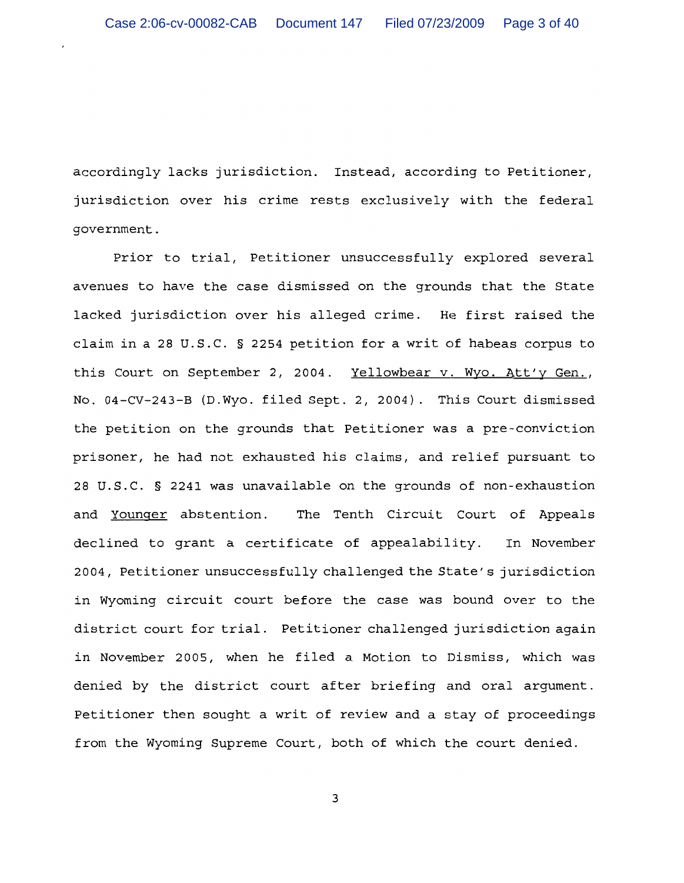accordingly lacks jurisdiction. Instead, according to Petitioner, jurisdiction over his crime rests exclusively with the federal government.

Prior to trial, Petitioner unsuccessfully explored several avenues to have the case dismissed on the grounds that the State lacked jurisdiction over his alleged crime. He first raised the claim in a 28 U.S.C. § 2254 petition for a writ of habeas corpus to this Court on September 2, 2004. Yellowbear v. Wyo. Att'y Gen., No. 04-CV-243-B (D.Wyo. filed Sept. 2, 2004). This Court dismissed the petition on the grounds that Petitioner was a pre-conviction prisoner, he had not exhausted his claims, and relief pursuant to 28 U.S.C. § 2241 was unavailable on the grounds of non-exhaustion and Younger abstention. The Tenth Circuit Court of Appeals declined to grant a certificate of appealability. In November 2004, Petitioner unsuccessfully challenged the State's jurisdiction in Wyoming circuit court before the case was bound over to the district court for trial. Petitioner challenged jurisdiction again in November 2005, when he filed a Motion to Dismiss, which was denied by the district court after briefing and oral argument. Petitioner then sought a writ of review and a stay of proceedings from the Wyoming Supreme Court, both of which the court denied.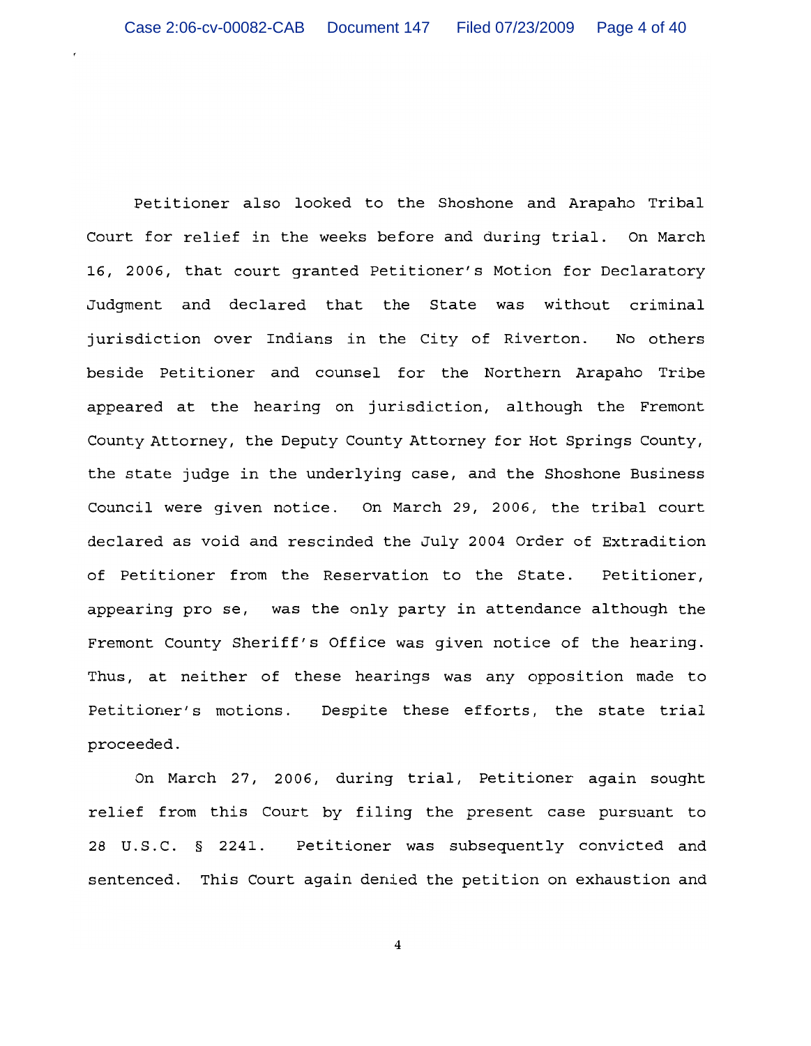Petitioner also looked to the Shoshone and Arapaho Tribal Court for relief in the weeks before and during trial. On March 16, 2006, that court granted Petitioner's Motion for Declaratory Judgment and declared that the State was without criminal jurisdiction over Indians in the City of Riverton. No others beside Petitioner and counsel for the Northern Arapaho Tribe appeared at the hearing on jurisdiction, although the Fremont County Attorney, the Deputy County Attorney for Hot Springs County, the state judge in the underlying case, and the Shoshone Business Council were given notice. On March 29, 2006, the tribal court declared as void and rescinded the July 2004 Order of Extradition of Petitioner from the Reservation to the State. Petitioner, appearing pro se, was the only party in attendance although the Fremont County Sheriff's Office was given notice of the hearing. Thus, at neither of these hearings was any opposition made to Petitioner's motions. Despite these efforts, the state trial proceeded.

On March 27, 2006, during trial, Petitioner again sought relief from this Court by filing the present case pursuant to 28 U.S.C. § 2241. Petitioner was subsequently convicted and sentenced. This Court again denied the petition on exhaustion and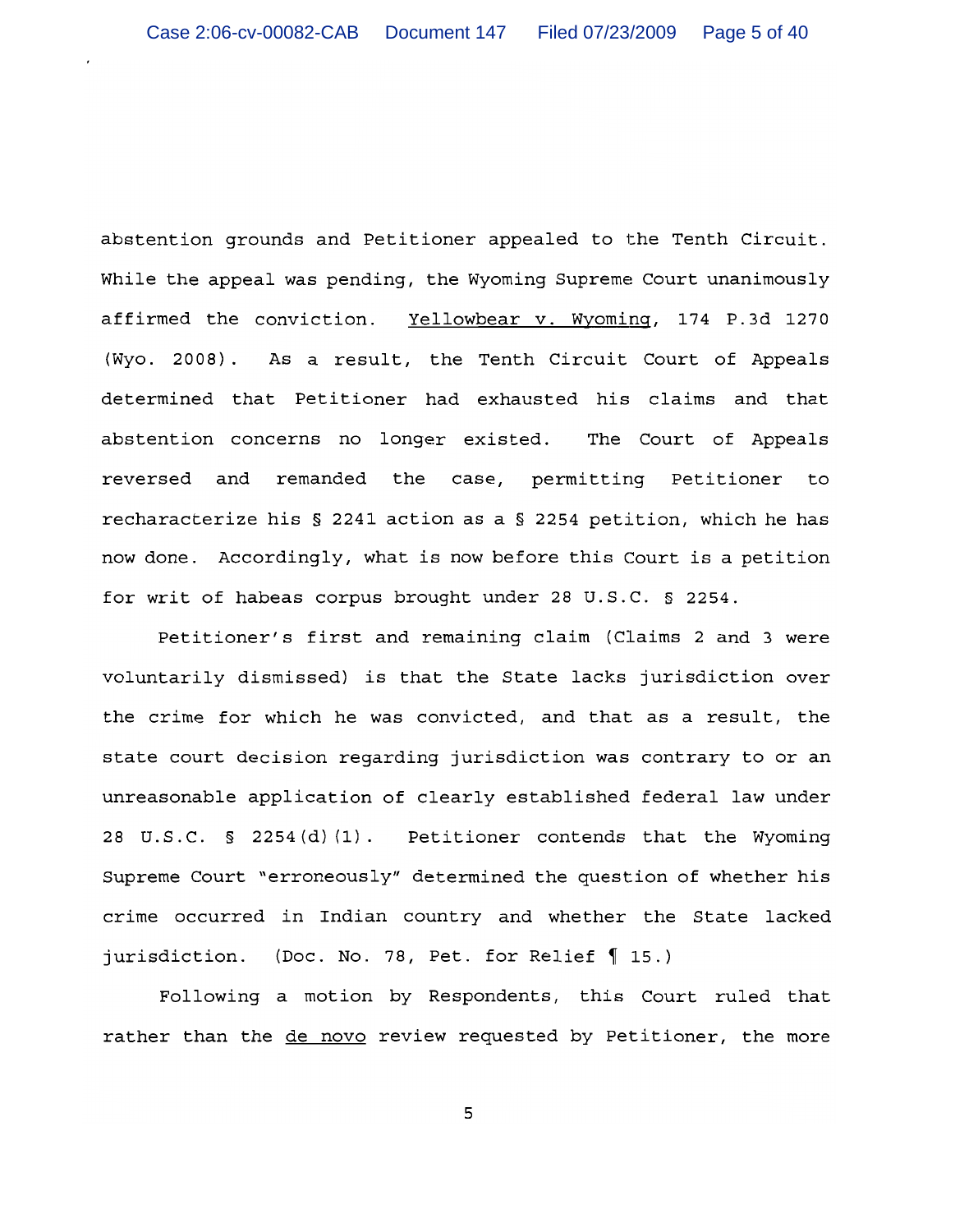abstention grounds and Petitioner appealed to the Tenth Circuit. While the appeal was pending, the Wyoming Supreme Court unanimously affirmed the conviction. Yellowbear v. Wyoming, 174 P.3d 1270 (Wyo. 2008). As a result, the Tenth Circuit Court of Appeals determined that Petitioner had exhausted his claims and that abstention concerns no longer existed. The Court of Appeals reversed and remanded the case, permitting Petitioner to recharacterize his § 2241 action as a § 2254 petition, which he has now done. Accordingly, what is now before this Court is a petition for writ of habeas corpus brought under 28 U.S.C. § 2254.

Petitioner's first and remaining claim (Claims 2 and 3 were voluntarily dismissed) is that the State lacks jurisdiction over the crime for which he was convicted, and that as a result, the state court decision regarding jurisdiction was contrary to or an unreasonable application of clearly established federal law under 28 U.S.C. § 2254(d)(1). Petitioner contends that the Wyoming Supreme Court "erroneously" determined the question of whether his crime occurred in Indian country and whether the State lacked jurisdiction. (Doc. No. 78, Pet. for Relief ¶ 15.)

Following a motion by Respondents, this Court ruled that rather than the de novo review requested by Petitioner, the more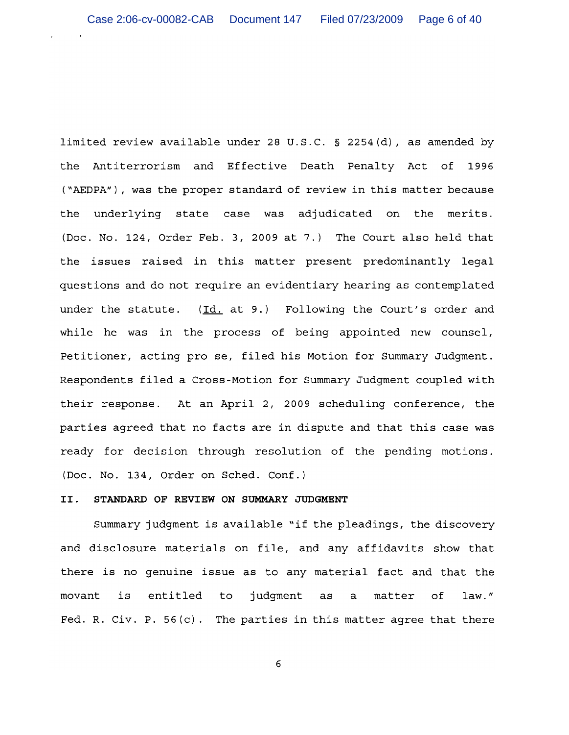limited review available under 28 U.S.C. § 2254(d), as amended by the Antiterrorism and Effective Death Penalty Act of 1996 ("AEDPA"), was the proper standard of review in this matter because the underlying state case was adjudicated on the merits. (Doc. No. 124, Order Feb. 3, 2009 at 7.) The Court also held that the issues raised in this matter present predominantly legal questions and do not require an evidentiary hearing as contemplated under the statute. (Id. at 9.) Following the Court's order and while he was in the process of being appointed new counsel, Petitioner, acting pro se, filed his Motion for Summary Judgment. Respondents filed a Cross-Motion for Summary Judgment coupled with their response. At an April 2, 2009 scheduling conference, the parties agreed that no facts are in dispute and that this case was ready for decision through resolution of the pending motions. (Doc. No. 134, Order on Sched. Conf.)

## II. STANDARD OF REVIEW ON SUMMARY JUDGMENT

Summary judgment is available "if the pleadings, the discovery and disclosure materials on file, and any affidavits show that there is no genuine issue as to any material fact and that the movant is entitled to judgment as a matter of law." Fed. R. Civ. P. 56(c). The parties in this matter agree that there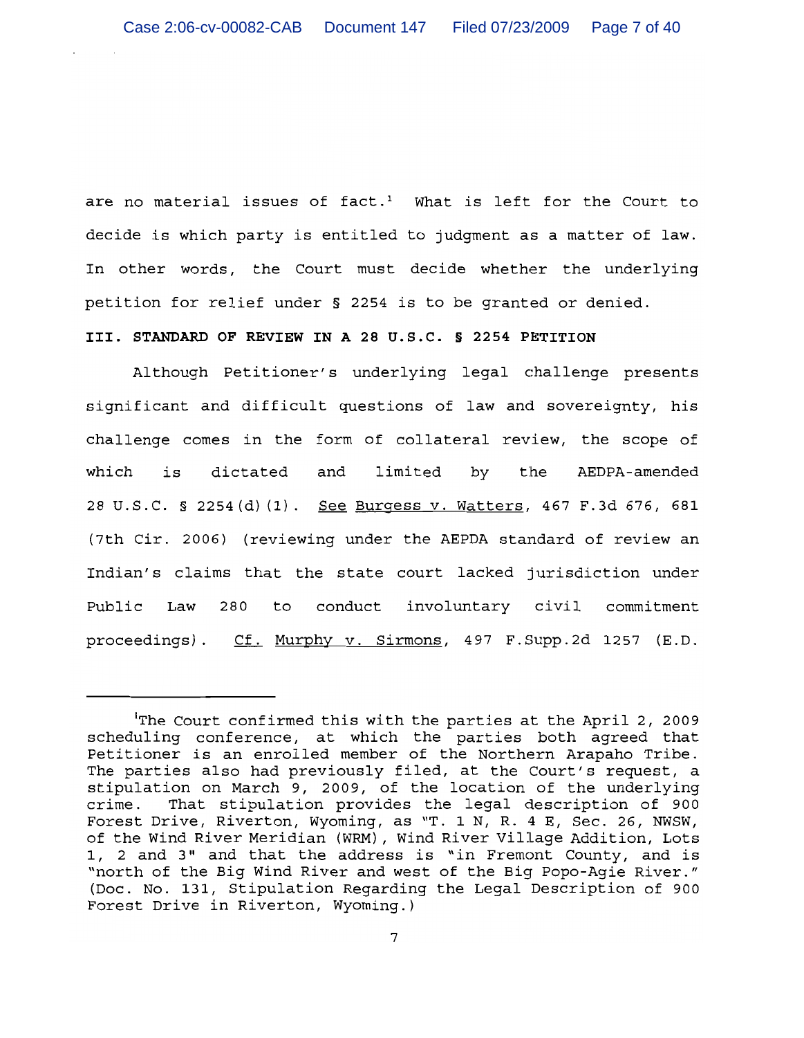are no material issues of fact.[1] What is left for the Court to decide is which party is entitled to judgment as a matter of law. In other words, the Court must decide whether the underlying petition for relief under § 2254 is to be granted or denied.

**III. STANDARD OF REVIEW IN A 28 U.S.C. § 2254 PETITION**

Although Petitioner's underlying legal challenge presents significant and difficult questions of law and sovereignty, his challenge comes in the form of collateral review, the scope of which is dictated and limited by the AEDPA-amended 28 U.S.C. § 2254(d)(1). See Burgess v. Watters, 467 F.3d 676, 681 (7th Cir. 2006) (reviewing under the AEPDA standard of review an Indian's claims that the state court lacked jurisdiction under Public Law 280 to conduct involuntary civil commitment proceedings). Cf. Murphy v. Sirmons, 497 F.Supp.2d 1257 (E.D.

---

[1] The Court confirmed this with the parties at the April 2, 2009 scheduling conference, at which the parties both agreed that Petitioner is an enrolled member of the Northern Arapaho Tribe. The parties also had previously filed, at the Court's request, a stipulation on March 9, 2009, of the location of the underlying crime. That stipulation provides the legal description of 900 Forest Drive, Riverton, Wyoming, as "T. 1 N, R. 4 E, Sec. 26, NWSW, of the Wind River Meridian (WRM), Wind River Village Addition, Lots 1, 2 and 3" and that the address is "in Fremont County, and is "north of the Big Wind River and west of the Big Popo-Agie River." (Doc. No. 131, Stipulation Regarding the Legal Description of 900 Forest Drive in Riverton, Wyoming.)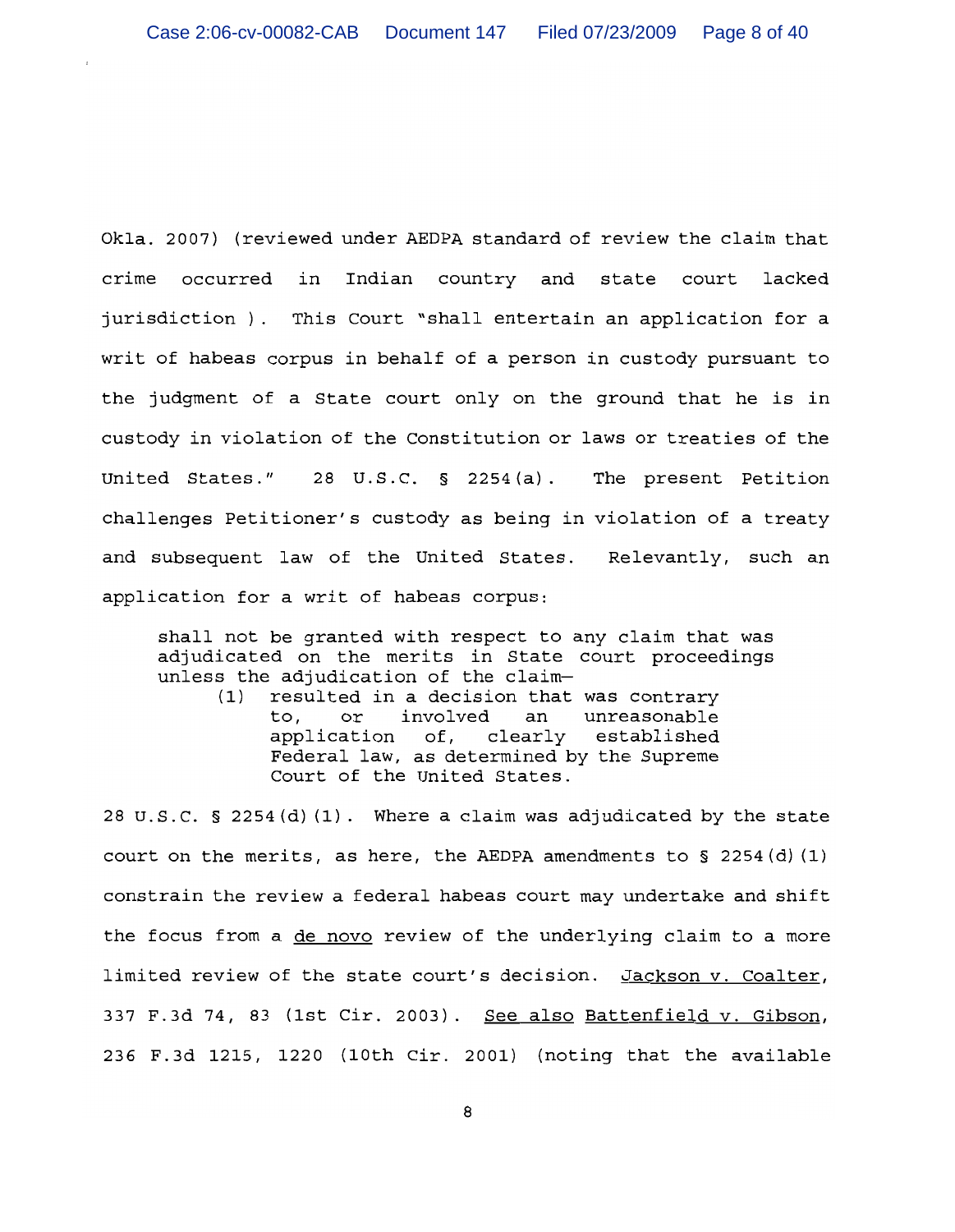Okla. 2007) (reviewed under AEDPA standard of review the claim that crime occurred in Indian country and state court lacked jurisdiction ). This Court "shall entertain an application for a writ of habeas corpus in behalf of a person in custody pursuant to the judgment of a State court only on the ground that he is in custody in violation of the Constitution or laws or treaties of the United States." 28 U.S.C. § 2254(a). The present Petition challenges Petitioner's custody as being in violation of a treaty and subsequent law of the United States. Relevantly, such an application for a writ of habeas corpus:

> shall not be granted with respect to any claim that was adjudicated on the merits in State court proceedings unless the adjudication of the claim—
>
> (1) resulted in a decision that was contrary to, or involved an unreasonable application of, clearly established Federal law, as determined by the Supreme Court of the United States.

28 U.S.C. § 2254(d)(1). Where a claim was adjudicated by the state court on the merits, as here, the AEDPA amendments to § 2254(d)(1) constrain the review a federal habeas court may undertake and shift the focus from a <u>de novo</u> review of the underlying claim to a more limited review of the state court's decision. <u>Jackson v. Coalter</u>, 337 F.3d 74, 83 (1st Cir. 2003). <u>See also</u> <u>Battenfield v. Gibson</u>, 236 F.3d 1215, 1220 (10th Cir. 2001) (noting that the available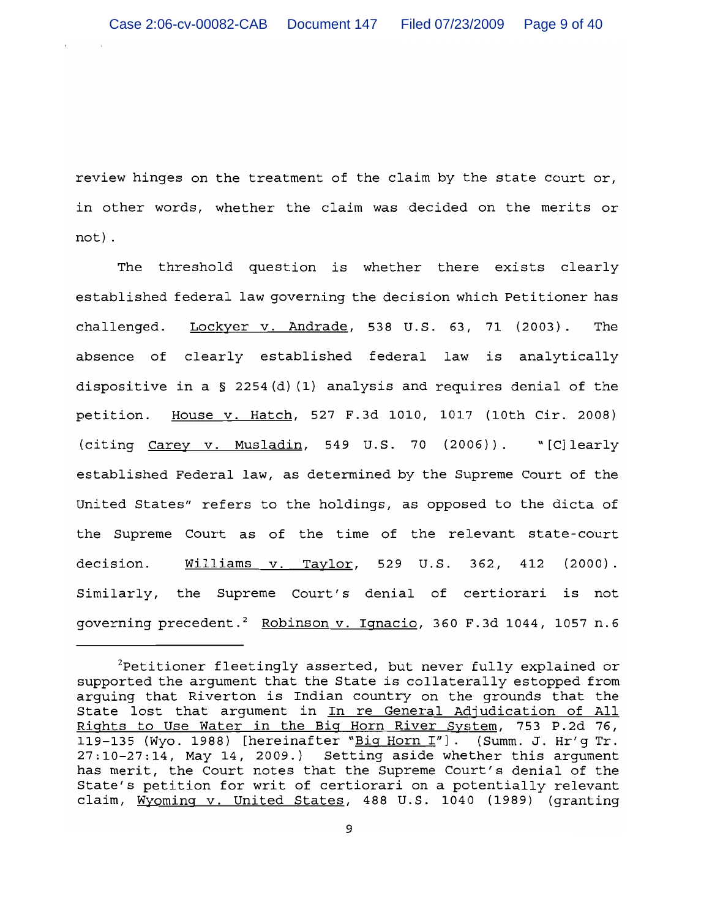review hinges on the treatment of the claim by the state court or, in other words, whether the claim was decided on the merits or not).

The threshold question is whether there exists clearly established federal law governing the decision which Petitioner has challenged. Lockyer v. Andrade, 538 U.S. 63, 71 (2003). The absence of clearly established federal law is analytically dispositive in a § 2254(d)(1) analysis and requires denial of the petition. House v. Hatch, 527 F.3d 1010, 1017 (10th Cir. 2008) (citing Carey v. Musladin, 549 U.S. 70 (2006)). "[C]learly established Federal law, as determined by the Supreme Court of the United States" refers to the holdings, as opposed to the dicta of the Supreme Court as of the time of the relevant state-court decision. Williams v. Taylor, 529 U.S. 362, 412 (2000). Similarly, the Supreme Court's denial of certiorari is not governing precedent.[2] Robinson v. Ignacio, 360 F.3d 1044, 1057 n.6

---

[2]Petitioner fleetingly asserted, but never fully explained or supported the argument that the State is collaterally estopped from arguing that Riverton is Indian country on the grounds that the State lost that argument in In re General Adjudication of All Rights to Use Water in the Big Horn River System, 753 P.2d 76, 119-135 (Wyo. 1988) [hereinafter "Big Horn I"]. (Summ. J. Hr'g Tr. 27:10-27:14, May 14, 2009.) Setting aside whether this argument has merit, the Court notes that the Supreme Court's denial of the State's petition for writ of certiorari on a potentially relevant claim, Wyoming v. United States, 488 U.S. 1040 (1989) (granting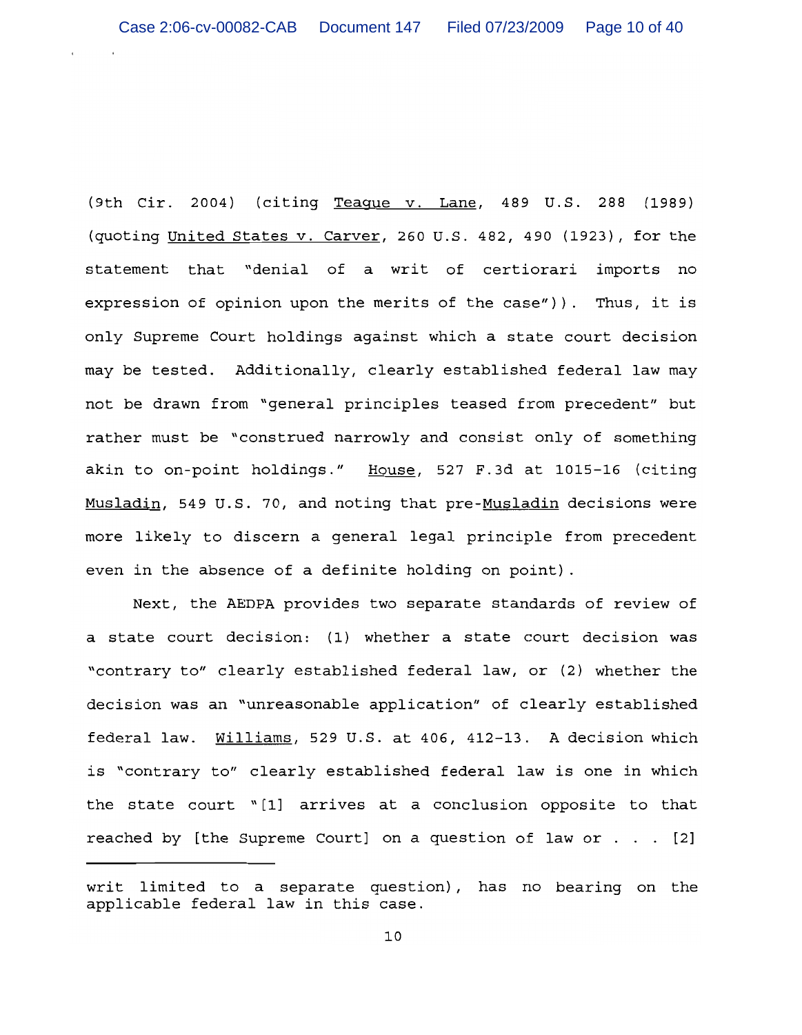(9th Cir. 2004) (citing Teague v. Lane, 489 U.S. 288 (1989) (quoting United States v. Carver, 260 U.S. 482, 490 (1923), for the statement that "denial of a writ of certiorari imports no expression of opinion upon the merits of the case")). Thus, it is only Supreme Court holdings against which a state court decision may be tested. Additionally, clearly established federal law may not be drawn from "general principles teased from precedent" but rather must be "construed narrowly and consist only of something akin to on-point holdings." House, 527 F.3d at 1015-16 (citing Musladin, 549 U.S. 70, and noting that pre-Musladin decisions were more likely to discern a general legal principle from precedent even in the absence of a definite holding on point).

Next, the AEDPA provides two separate standards of review of a state court decision: (1) whether a state court decision was "contrary to" clearly established federal law, or (2) whether the decision was an "unreasonable application" of clearly established federal law. Williams, 529 U.S. at 406, 412-13. A decision which is "contrary to" clearly established federal law is one in which the state court "[1] arrives at a conclusion opposite to that reached by [the Supreme Court] on a question of law or . . . [2]

---

writ limited to a separate question), has no bearing on the applicable federal law in this case.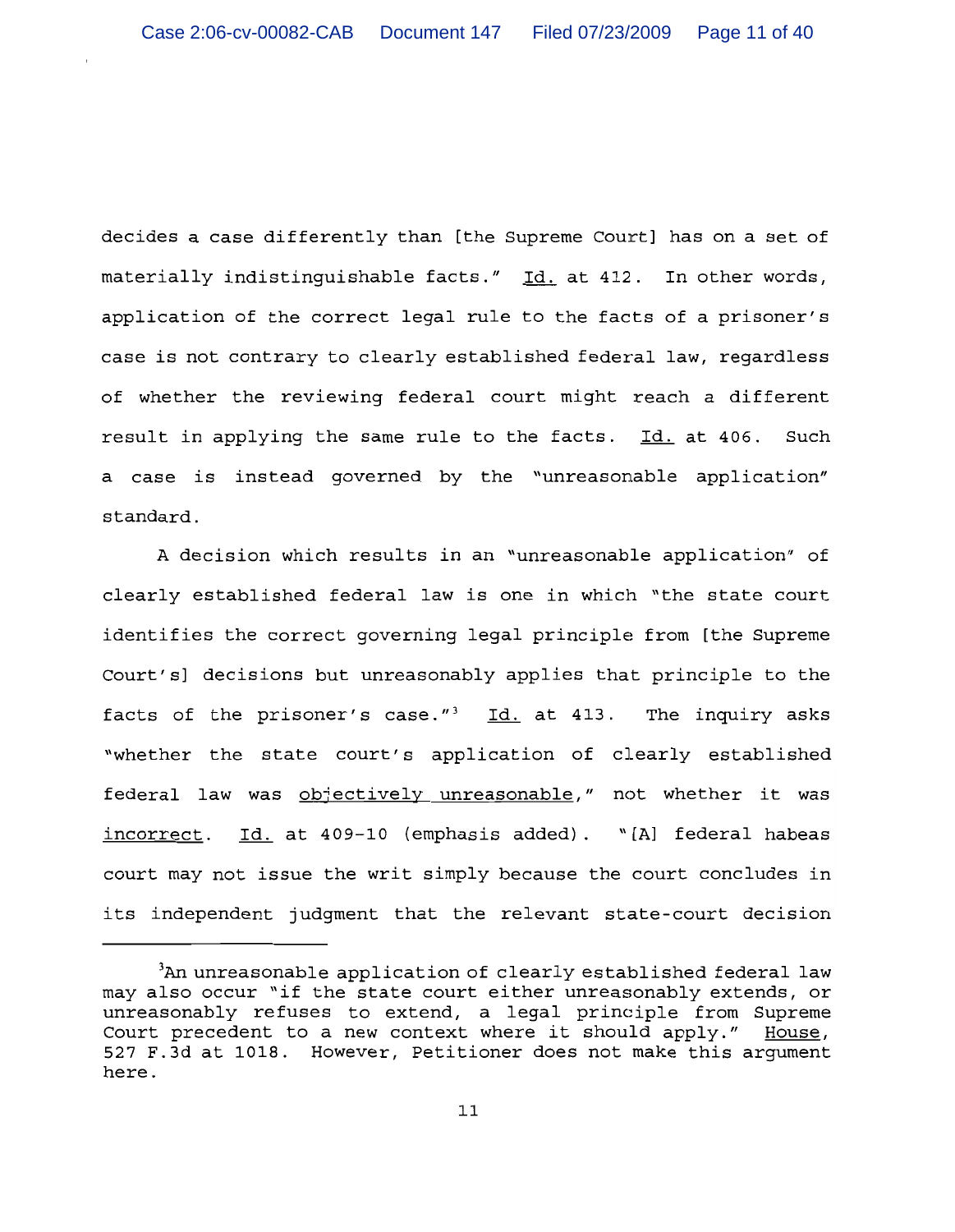decides a case differently than [the Supreme Court] has on a set of materially indistinguishable facts." Id. at 412. In other words, application of the correct legal rule to the facts of a prisoner's case is not contrary to clearly established federal law, regardless of whether the reviewing federal court might reach a different result in applying the same rule to the facts. Id. at 406. Such a case is instead governed by the "unreasonable application" standard.

A decision which results in an "unreasonable application" of clearly established federal law is one in which "the state court identifies the correct governing legal principle from [the Supreme Court's] decisions but unreasonably applies that principle to the facts of the prisoner's case."[3] Id. at 413. The inquiry asks "whether the state court's application of clearly established federal law was objectively unreasonable," not whether it was incorrect. Id. at 409-10 (emphasis added). "[A] federal habeas court may not issue the writ simply because the court concludes in its independent judgment that the relevant state-court decision

---

[3]An unreasonable application of clearly established federal law may also occur "if the state court either unreasonably extends, or unreasonably refuses to extend, a legal principle from Supreme Court precedent to a new context where it should apply." House, 527 F.3d at 1018. However, Petitioner does not make this argument here.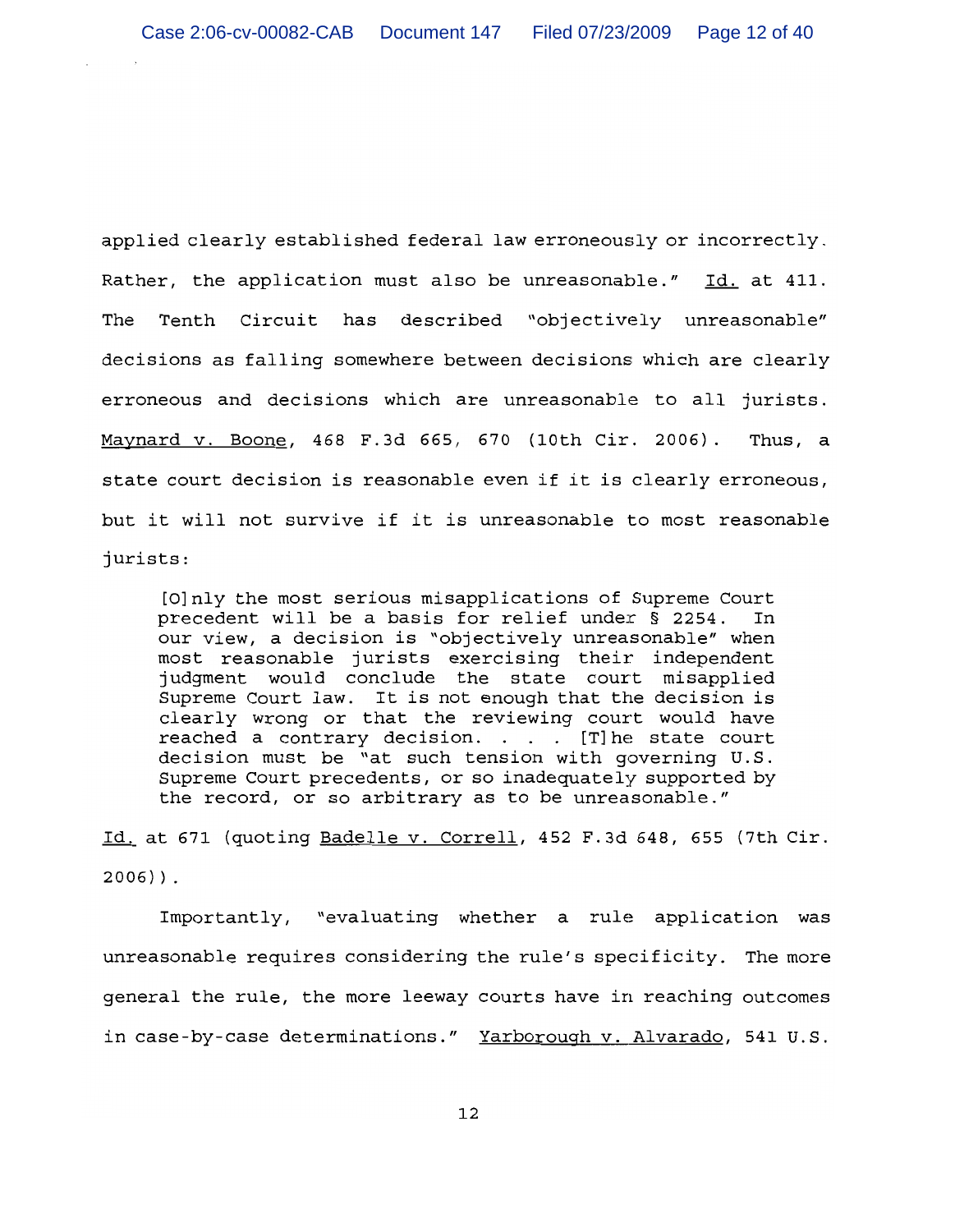applied clearly established federal law erroneously or incorrectly. Rather, the application must also be unreasonable." Id. at 411. The Tenth Circuit has described "objectively unreasonable" decisions as falling somewhere between decisions which are clearly erroneous and decisions which are unreasonable to all jurists. Maynard v. Boone, 468 F.3d 665, 670 (10th Cir. 2006). Thus, a state court decision is reasonable even if it is clearly erroneous, but it will not survive if it is unreasonable to most reasonable jurists:

> [O]nly the most serious misapplications of Supreme Court precedent will be a basis for relief under § 2254. In our view, a decision is "objectively unreasonable" when most reasonable jurists exercising their independent judgment would conclude the state court misapplied Supreme Court law. It is not enough that the decision is clearly wrong or that the reviewing court would have reached a contrary decision. . . . [T]he state court decision must be "at such tension with governing U.S. Supreme Court precedents, or so inadequately supported by the record, or so arbitrary as to be unreasonable."

Id. at 671 (quoting Badelle v. Correll, 452 F.3d 648, 655 (7th Cir. 2006)).

Importantly, "evaluating whether a rule application was unreasonable requires considering the rule's specificity. The more general the rule, the more leeway courts have in reaching outcomes in case-by-case determinations." Yarborough v. Alvarado, 541 U.S.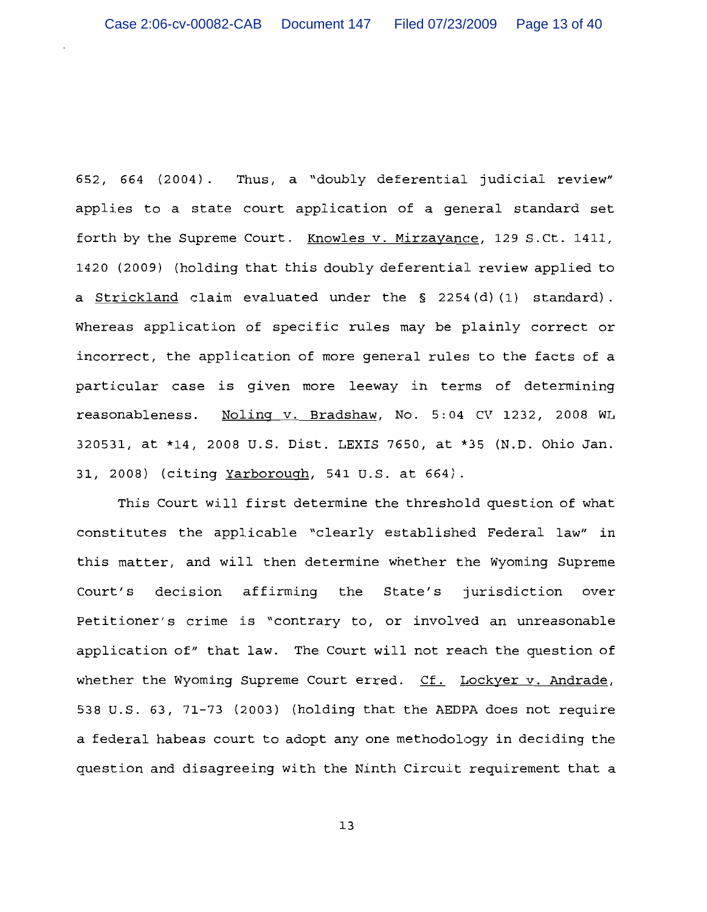652, 664 (2004). Thus, a "doubly deferential judicial review" applies to a state court application of a general standard set forth by the Supreme Court. Knowles v. Mirzayance, 129 S.Ct. 1411, 1420 (2009) (holding that this doubly deferential review applied to a Strickland claim evaluated under the § 2254(d)(1) standard). Whereas application of specific rules may be plainly correct or incorrect, the application of more general rules to the facts of a particular case is given more leeway in terms of determining reasonableness. Noling v. Bradshaw, No. 5:04 CV 1232, 2008 WL 320531, at *14, 2008 U.S. Dist. LEXIS 7650, at *35 (N.D. Ohio Jan. 31, 2008) (citing Yarborough, 541 U.S. at 664).

This Court will first determine the threshold question of what constitutes the applicable "clearly established Federal law" in this matter, and will then determine whether the Wyoming Supreme Court's decision affirming the State's jurisdiction over Petitioner's crime is "contrary to, or involved an unreasonable application of" that law. The Court will not reach the question of whether the Wyoming Supreme Court erred. Cf. Lockyer v. Andrade, 538 U.S. 63, 71-73 (2003) (holding that the AEDPA does not require a federal habeas court to adopt any one methodology in deciding the question and disagreeing with the Ninth Circuit requirement that a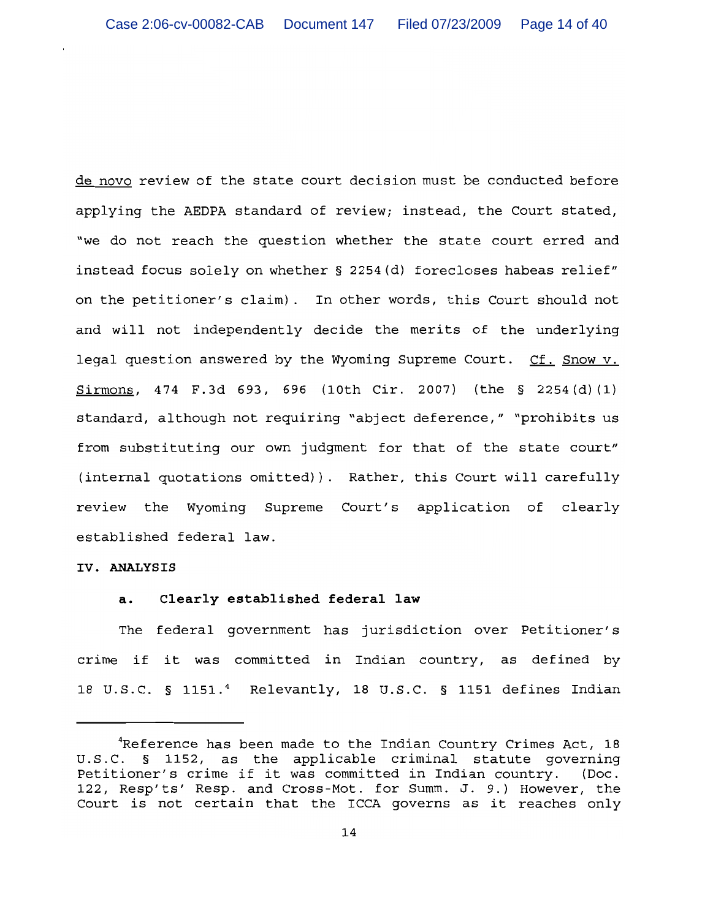de novo review of the state court decision must be conducted before applying the AEDPA standard of review; instead, the Court stated, "we do not reach the question whether the state court erred and instead focus solely on whether § 2254(d) forecloses habeas relief" on the petitioner's claim). In other words, this Court should not and will not independently decide the merits of the underlying legal question answered by the Wyoming Supreme Court. Cf. Snow v. Sirmons, 474 F.3d 693, 696 (10th Cir. 2007) (the § 2254(d)(1) standard, although not requiring "abject deference," "prohibits us from substituting our own judgment for that of the state court" (internal quotations omitted)). Rather, this Court will carefully review the Wyoming Supreme Court's application of clearly established federal law.

## IV. ANALYSIS

### a. Clearly established federal law

The federal government has jurisdiction over Petitioner's crime if it was committed in Indian country, as defined by 18 U.S.C. § 1151.[4] Relevantly, 18 U.S.C. § 1151 defines Indian

---

[4]Reference has been made to the Indian Country Crimes Act, 18 U.S.C. § 1152, as the applicable criminal statute governing Petitioner's crime if it was committed in Indian country. (Doc. 122, Resp'ts' Resp. and Cross-Mot. for Summ. J. 9.) However, the Court is not certain that the ICCA governs as it reaches only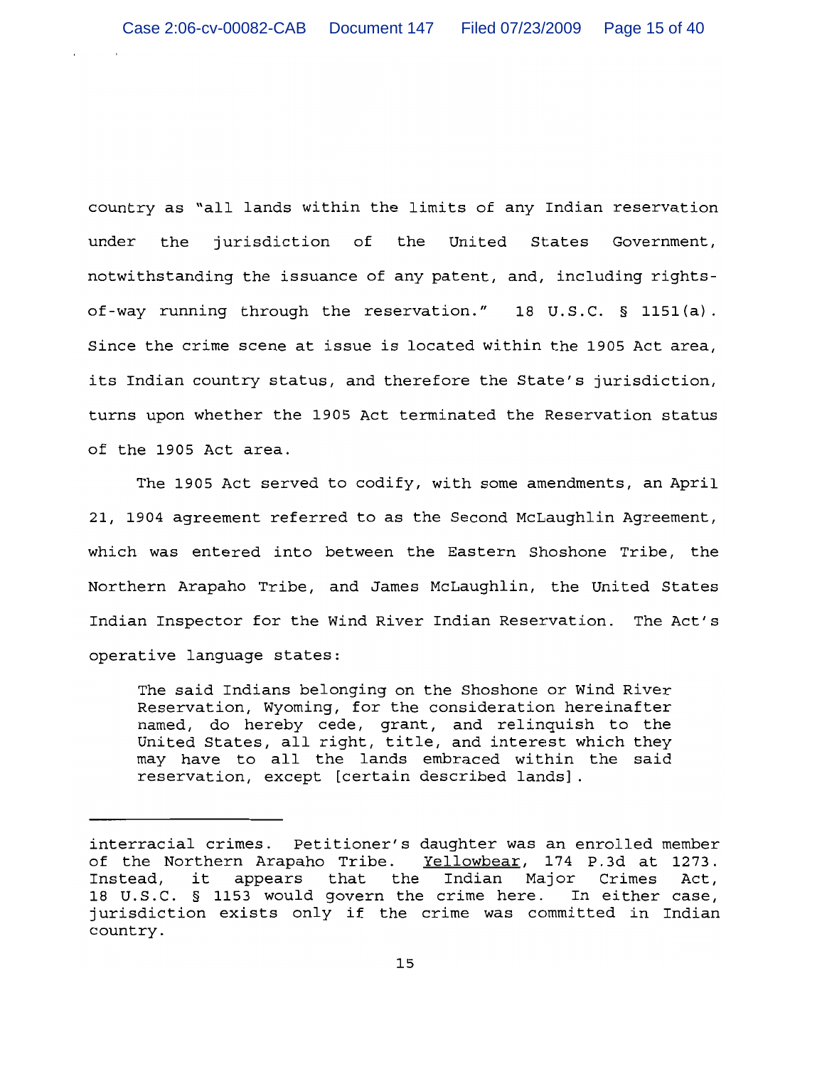country as "all lands within the limits of any Indian reservation under the jurisdiction of the United States Government, notwithstanding the issuance of any patent, and, including rights-of-way running through the reservation." 18 U.S.C. § 1151(a). Since the crime scene at issue is located within the 1905 Act area, its Indian country status, and therefore the State's jurisdiction, turns upon whether the 1905 Act terminated the Reservation status of the 1905 Act area.

The 1905 Act served to codify, with some amendments, an April 21, 1904 agreement referred to as the Second McLaughlin Agreement, which was entered into between the Eastern Shoshone Tribe, the Northern Arapaho Tribe, and James McLaughlin, the United States Indian Inspector for the Wind River Indian Reservation. The Act's operative language states:

> The said Indians belonging on the Shoshone or Wind River Reservation, Wyoming, for the consideration hereinafter named, do hereby cede, grant, and relinquish to the United States, all right, title, and interest which they may have to all the lands embraced within the said reservation, except [certain described lands].

---

interracial crimes. Petitioner's daughter was an enrolled member of the Northern Arapaho Tribe. Yellowbear, 174 P.3d at 1273. Instead, it appears that the Indian Major Crimes Act, 18 U.S.C. § 1153 would govern the crime here. In either case, jurisdiction exists only if the crime was committed in Indian country.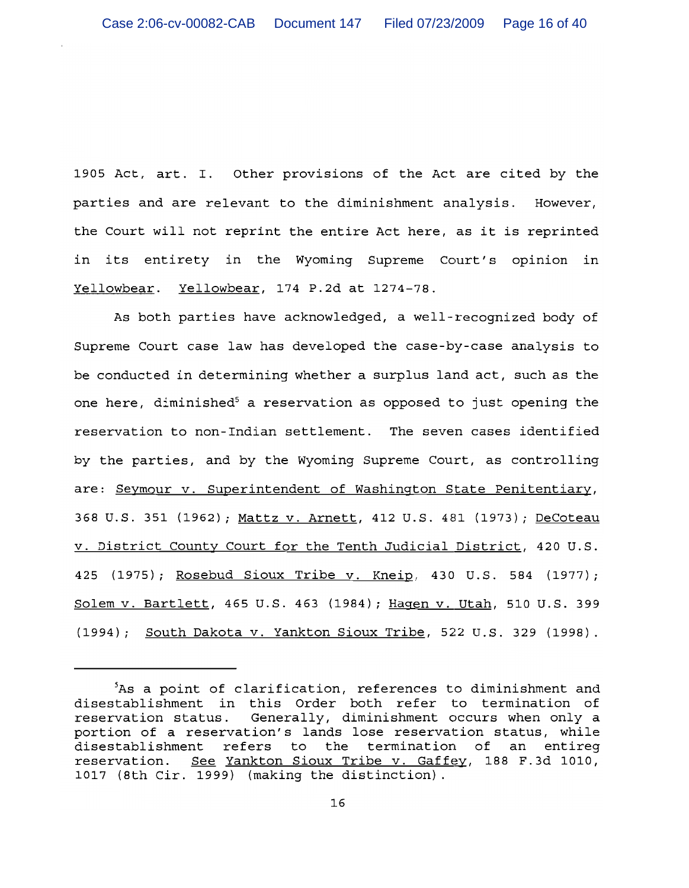1905 Act, art. I. Other provisions of the Act are cited by the parties and are relevant to the diminishment analysis. However, the Court will not reprint the entire Act here, as it is reprinted in its entirety in the Wyoming Supreme Court's opinion in Yellowbear. Yellowbear, 174 P.2d at 1274-78.

As both parties have acknowledged, a well-recognized body of Supreme Court case law has developed the case-by-case analysis to be conducted in determining whether a surplus land act, such as the one here, diminished[5] a reservation as opposed to just opening the reservation to non-Indian settlement. The seven cases identified by the parties, and by the Wyoming Supreme Court, as controlling are: Seymour v. Superintendent of Washington State Penitentiary, 368 U.S. 351 (1962); Mattz v. Arnett, 412 U.S. 481 (1973); DeCoteau v. District County Court for the Tenth Judicial District, 420 U.S. 425 (1975); Rosebud Sioux Tribe v. Kneip, 430 U.S. 584 (1977); Solem v. Bartlett, 465 U.S. 463 (1984); Hagen v. Utah, 510 U.S. 399 (1994); South Dakota v. Yankton Sioux Tribe, 522 U.S. 329 (1998).

---

[5]As a point of clarification, references to diminishment and disestablishment in this Order both refer to termination of reservation status. Generally, diminishment occurs when only a portion of a reservation's lands lose reservation status, while disestablishment refers to the termination of an entireg reservation. See Yankton Sioux Tribe v. Gaffey, 188 F.3d 1010, 1017 (8th Cir. 1999) (making the distinction).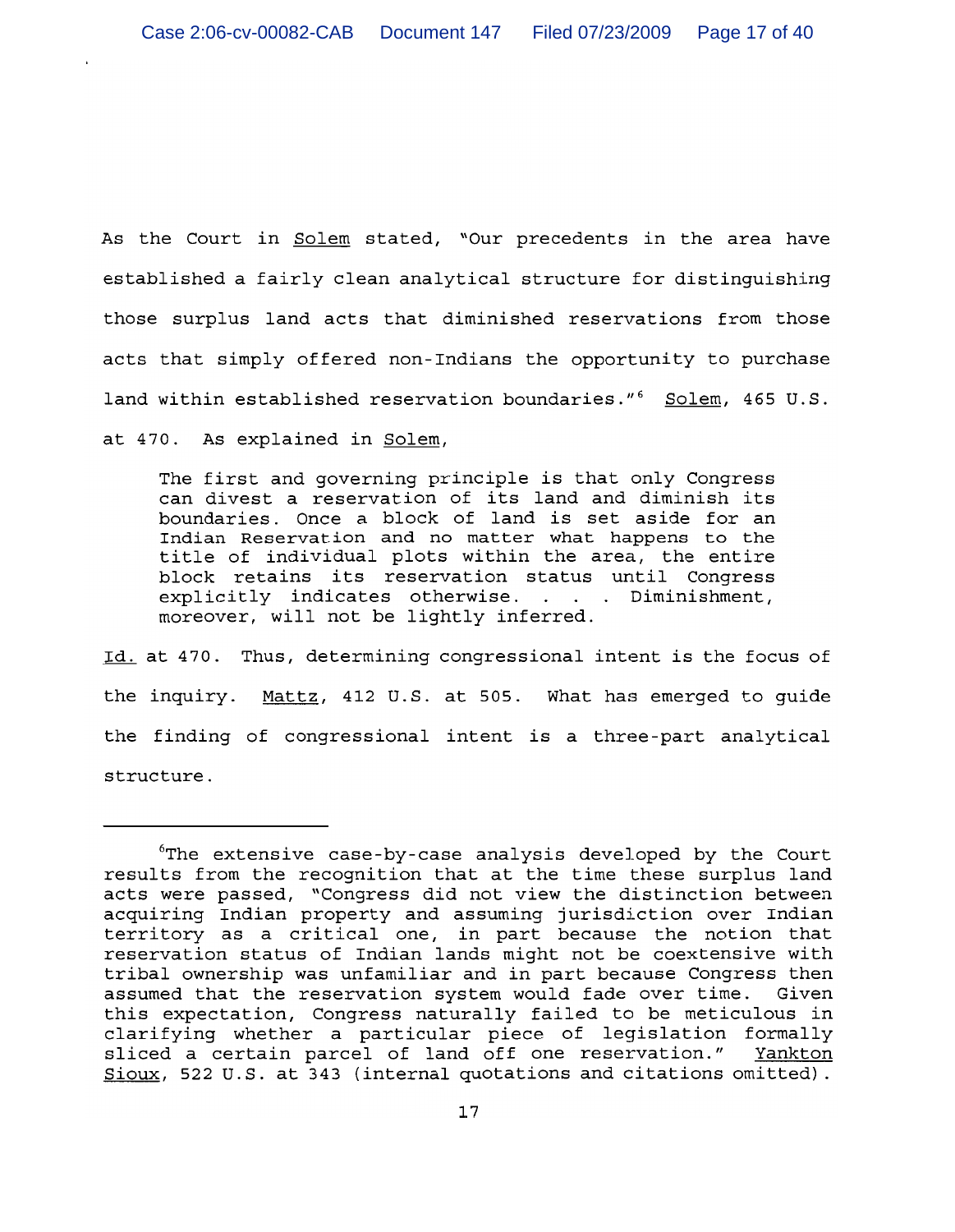As the Court in Solem stated, "Our precedents in the area have established a fairly clean analytical structure for distinguishing those surplus land acts that diminished reservations from those acts that simply offered non-Indians the opportunity to purchase land within established reservation boundaries."[6] Solem, 465 U.S. at 470. As explained in Solem,

> The first and governing principle is that only Congress can divest a reservation of its land and diminish its boundaries. Once a block of land is set aside for an Indian Reservation and no matter what happens to the title of individual plots within the area, the entire block retains its reservation status until Congress explicitly indicates otherwise. . . . Diminishment, moreover, will not be lightly inferred.

Id. at 470. Thus, determining congressional intent is the focus of the inquiry. Mattz, 412 U.S. at 505. What has emerged to guide the finding of congressional intent is a three-part analytical structure.

---

[6]The extensive case-by-case analysis developed by the Court results from the recognition that at the time these surplus land acts were passed, "Congress did not view the distinction between acquiring Indian property and assuming jurisdiction over Indian territory as a critical one, in part because the notion that reservation status of Indian lands might not be coextensive with tribal ownership was unfamiliar and in part because Congress then assumed that the reservation system would fade over time. Given this expectation, Congress naturally failed to be meticulous in clarifying whether a particular piece of legislation formally sliced a certain parcel of land off one reservation." Yankton Sioux, 522 U.S. at 343 (internal quotations and citations omitted).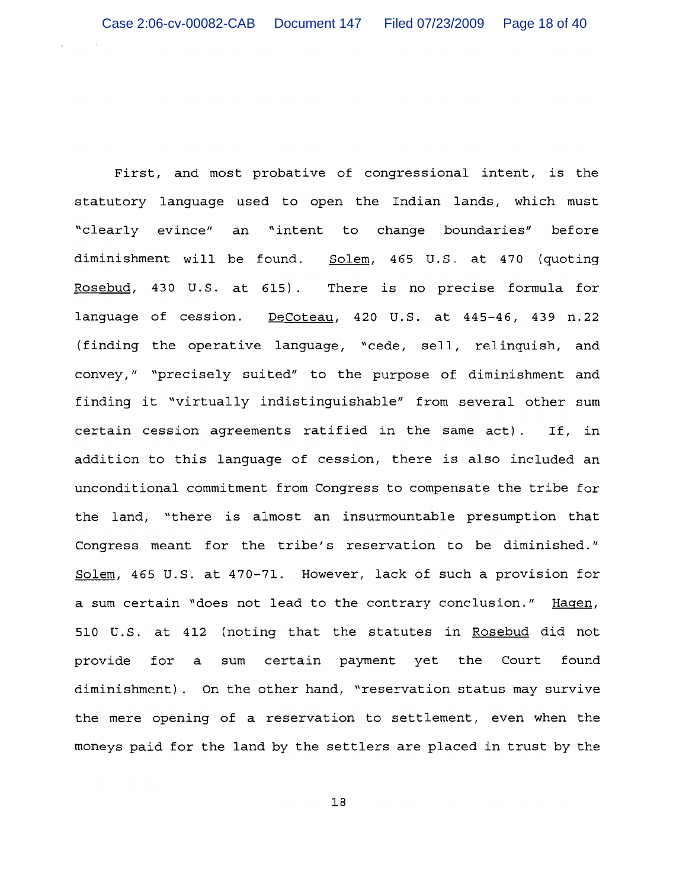First, and most probative of congressional intent, is the statutory language used to open the Indian lands, which must "clearly evince" an "intent to change boundaries" before diminishment will be found. Solem, 465 U.S. at 470 (quoting Rosebud, 430 U.S. at 615). There is no precise formula for language of cession. DeCoteau, 420 U.S. at 445-46, 439 n.22 (finding the operative language, "cede, sell, relinquish, and convey," "precisely suited" to the purpose of diminishment and finding it "virtually indistinguishable" from several other sum certain cession agreements ratified in the same act). If, in addition to this language of cession, there is also included an unconditional commitment from Congress to compensate the tribe for the land, "there is almost an insurmountable presumption that Congress meant for the tribe's reservation to be diminished." Solem, 465 U.S. at 470-71. However, lack of such a provision for a sum certain "does not lead to the contrary conclusion." Hagen, 510 U.S. at 412 (noting that the statutes in Rosebud did not provide for a sum certain payment yet the Court found diminishment). On the other hand, "reservation status may survive the mere opening of a reservation to settlement, even when the moneys paid for the land by the settlers are placed in trust by the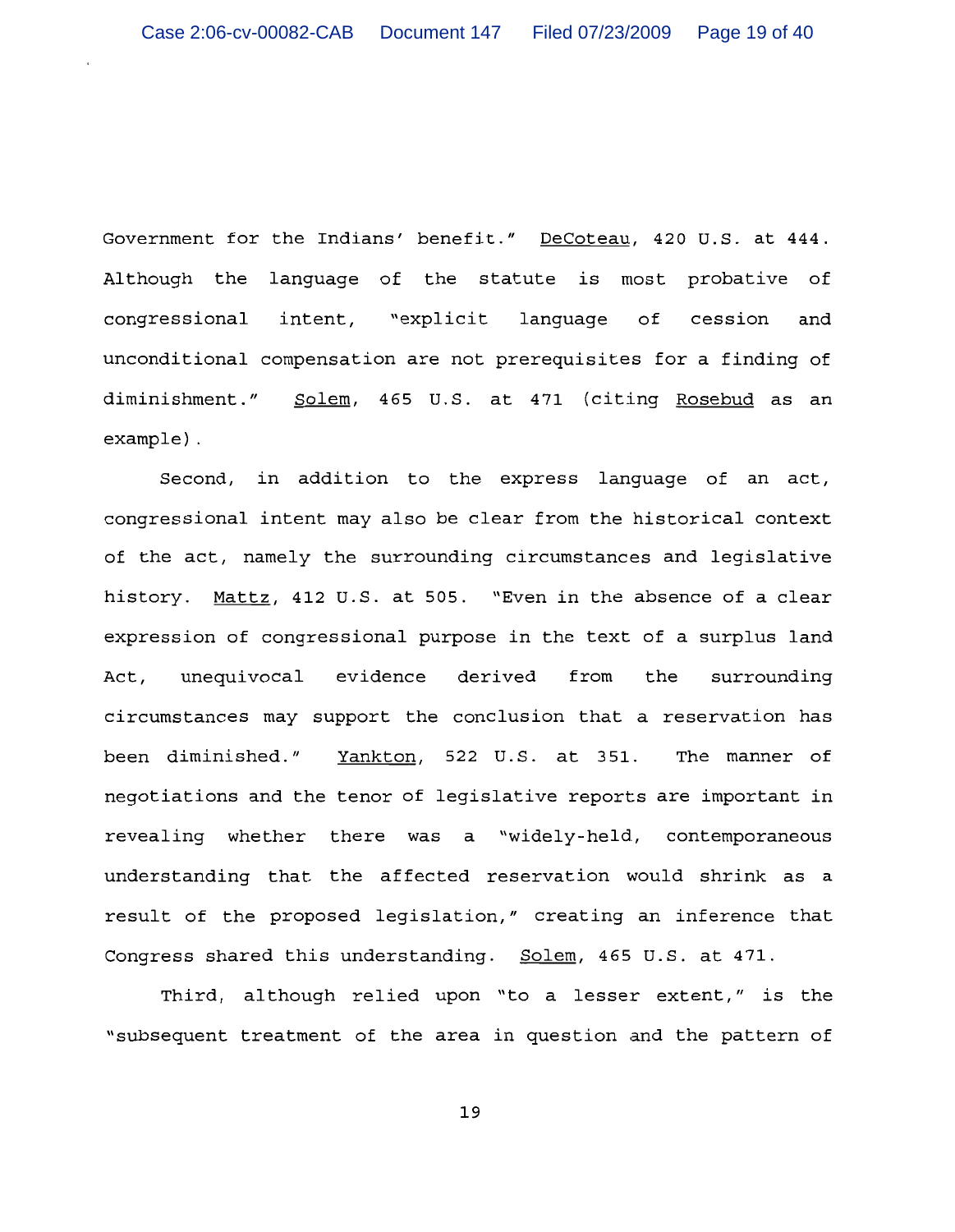Government for the Indians' benefit." DeCoteau, 420 U.S. at 444. Although the language of the statute is most probative of congressional intent, "explicit language of cession and unconditional compensation are not prerequisites for a finding of diminishment." Solem, 465 U.S. at 471 (citing Rosebud as an example).

Second, in addition to the express language of an act, congressional intent may also be clear from the historical context of the act, namely the surrounding circumstances and legislative history. Mattz, 412 U.S. at 505. "Even in the absence of a clear expression of congressional purpose in the text of a surplus land Act, unequivocal evidence derived from the surrounding circumstances may support the conclusion that a reservation has been diminished." Yankton, 522 U.S. at 351. The manner of negotiations and the tenor of legislative reports are important in revealing whether there was a "widely-held, contemporaneous understanding that the affected reservation would shrink as a result of the proposed legislation," creating an inference that Congress shared this understanding. Solem, 465 U.S. at 471.

Third, although relied upon "to a lesser extent," is the "subsequent treatment of the area in question and the pattern of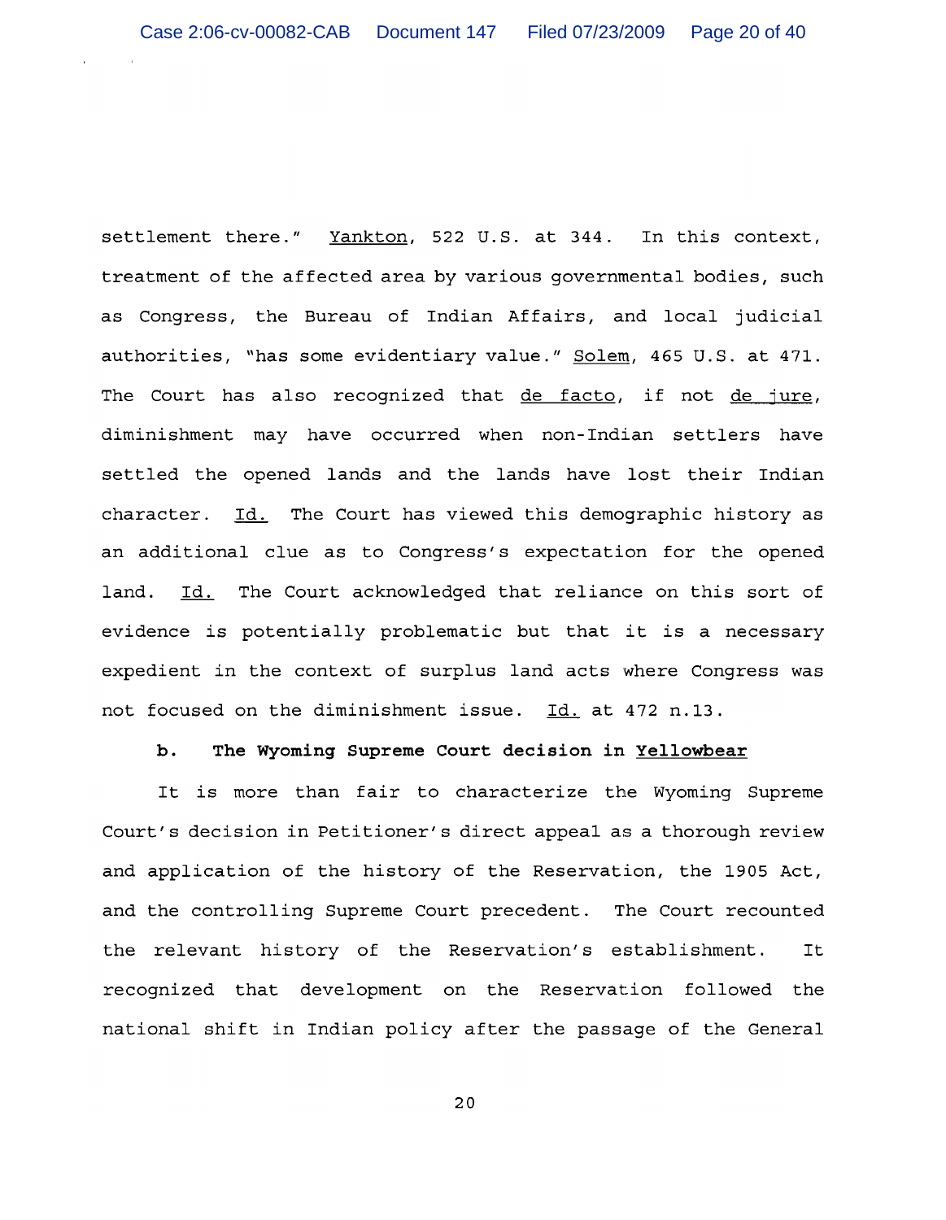settlement there." Yankton, 522 U.S. at 344. In this context, treatment of the affected area by various governmental bodies, such as Congress, the Bureau of Indian Affairs, and local judicial authorities, "has some evidentiary value." Solem, 465 U.S. at 471. The Court has also recognized that *de facto*, if not *de jure*, diminishment may have occurred when non-Indian settlers have settled the opened lands and the lands have lost their Indian character. Id. The Court has viewed this demographic history as an additional clue as to Congress's expectation for the opened land. Id. The Court acknowledged that reliance on this sort of evidence is potentially problematic but that it is a necessary expedient in the context of surplus land acts where Congress was not focused on the diminishment issue. Id. at 472 n.13.

**b. The Wyoming Supreme Court decision in Yellowbear**

It is more than fair to characterize the Wyoming Supreme Court's decision in Petitioner's direct appeal as a thorough review and application of the history of the Reservation, the 1905 Act, and the controlling Supreme Court precedent. The Court recounted the relevant history of the Reservation's establishment. It recognized that development on the Reservation followed the national shift in Indian policy after the passage of the General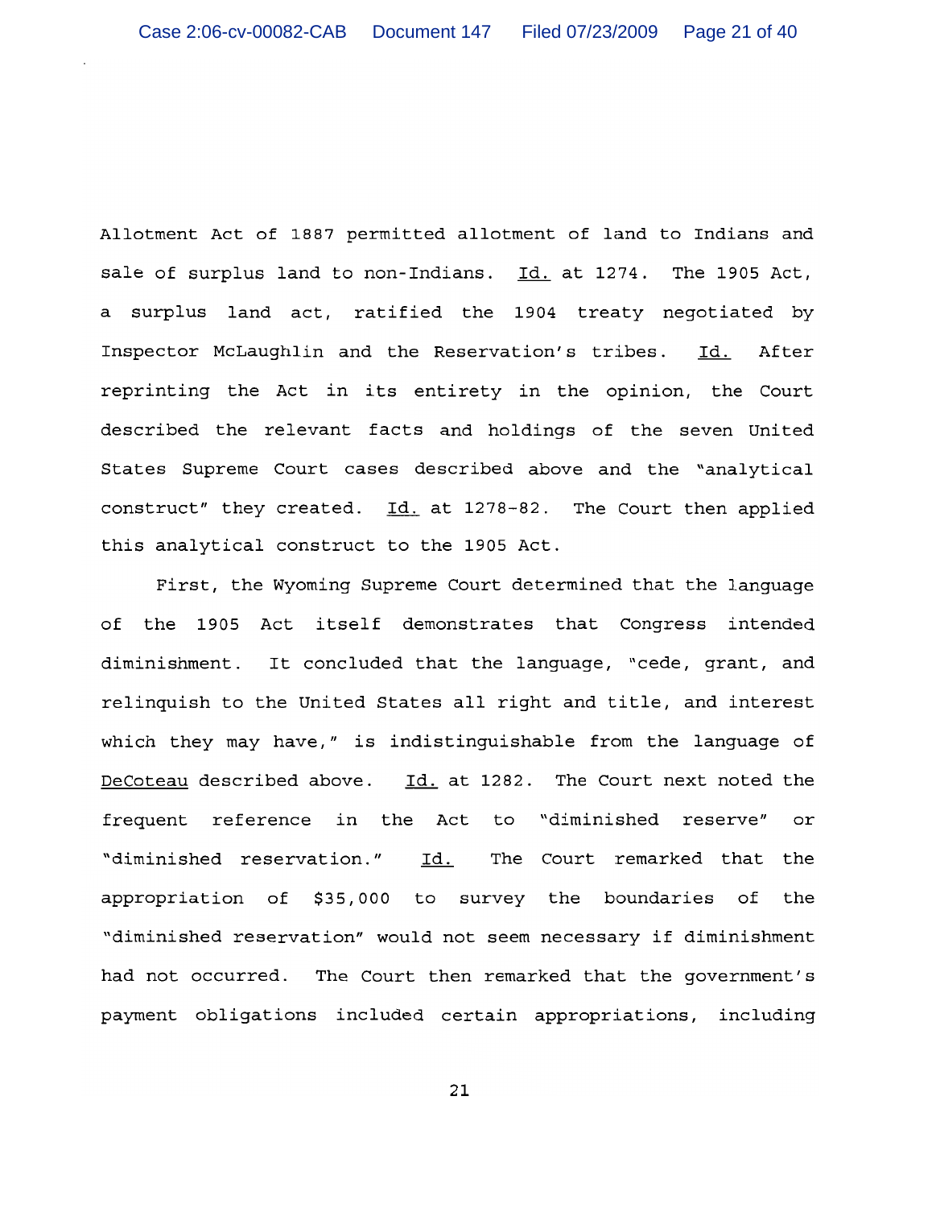Allotment Act of 1887 permitted allotment of land to Indians and sale of surplus land to non-Indians. Id. at 1274. The 1905 Act, a surplus land act, ratified the 1904 treaty negotiated by Inspector McLaughlin and the Reservation's tribes. Id. After reprinting the Act in its entirety in the opinion, the Court described the relevant facts and holdings of the seven United States Supreme Court cases described above and the "analytical construct" they created. Id. at 1278-82. The Court then applied this analytical construct to the 1905 Act.

First, the Wyoming Supreme Court determined that the language of the 1905 Act itself demonstrates that Congress intended diminishment. It concluded that the language, "cede, grant, and relinquish to the United States all right and title, and interest which they may have," is indistinguishable from the language of DeCoteau described above. Id. at 1282. The Court next noted the frequent reference in the Act to "diminished reserve" or "diminished reservation." Id. The Court remarked that the appropriation of $35,000 to survey the boundaries of the "diminished reservation" would not seem necessary if diminishment had not occurred. The Court then remarked that the government's payment obligations included certain appropriations, including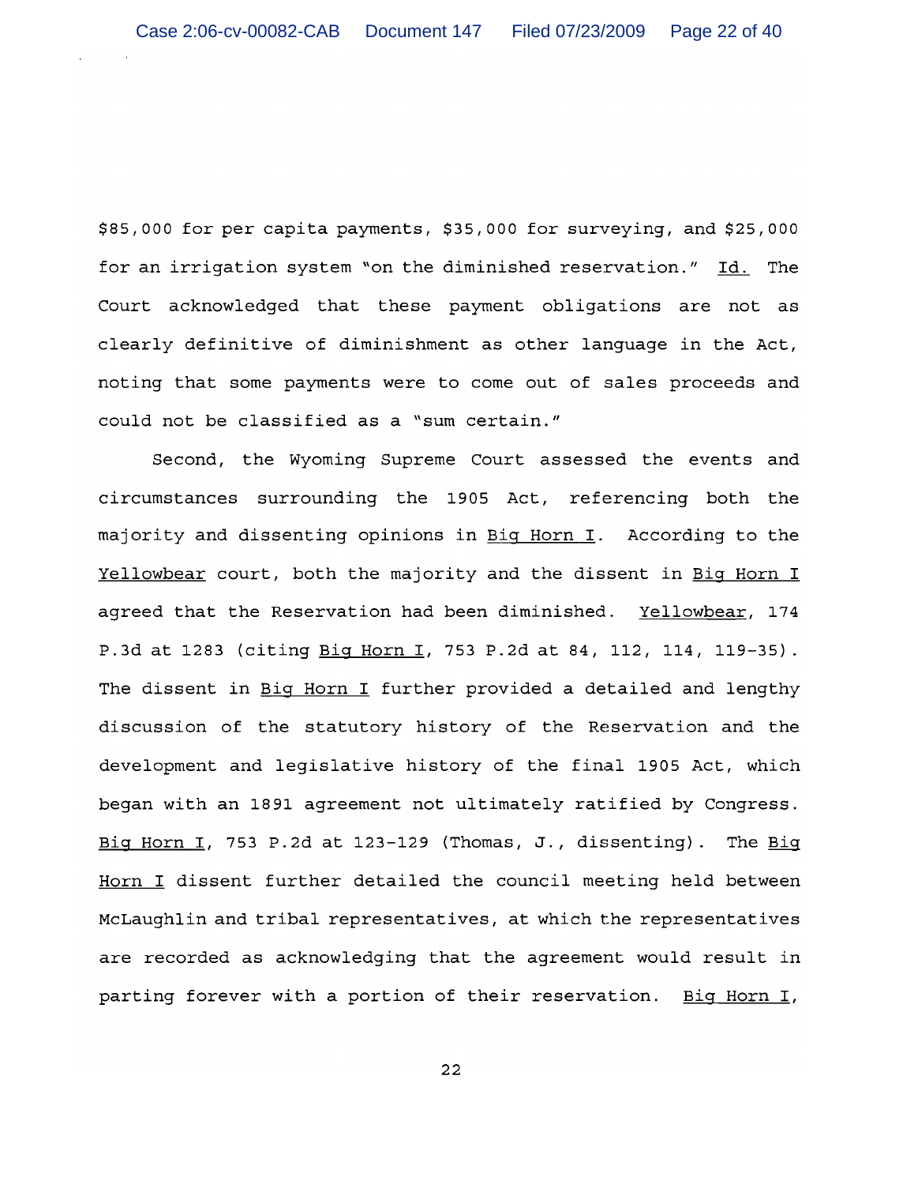$85,000 for per capita payments, $35,000 for surveying, and $25,000 for an irrigation system "on the diminished reservation." Id. The Court acknowledged that these payment obligations are not as clearly definitive of diminishment as other language in the Act, noting that some payments were to come out of sales proceeds and could not be classified as a "sum certain."

Second, the Wyoming Supreme Court assessed the events and circumstances surrounding the 1905 Act, referencing both the majority and dissenting opinions in Big Horn I. According to the Yellowbear court, both the majority and the dissent in Big Horn I agreed that the Reservation had been diminished. Yellowbear, 174 P.3d at 1283 (citing Big Horn I, 753 P.2d at 84, 112, 114, 119-35). The dissent in Big Horn I further provided a detailed and lengthy discussion of the statutory history of the Reservation and the development and legislative history of the final 1905 Act, which began with an 1891 agreement not ultimately ratified by Congress. Big Horn I, 753 P.2d at 123-129 (Thomas, J., dissenting). The Big Horn I dissent further detailed the council meeting held between McLaughlin and tribal representatives, at which the representatives are recorded as acknowledging that the agreement would result in parting forever with a portion of their reservation. Big Horn I,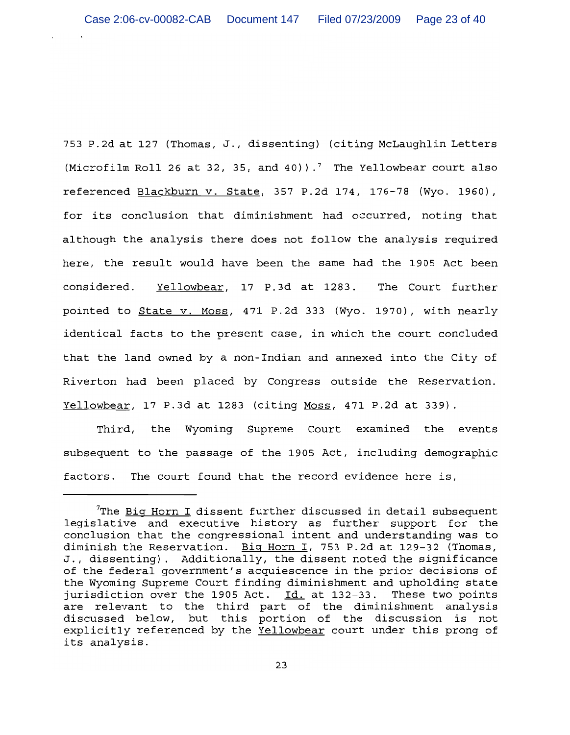753 P.2d at 127 (Thomas, J., dissenting) (citing McLaughlin Letters (Microfilm Roll 26 at 32, 35, and 40)).[7] The Yellowbear court also referenced Blackburn v. State, 357 P.2d 174, 176-78 (Wyo. 1960), for its conclusion that diminishment had occurred, noting that although the analysis there does not follow the analysis required here, the result would have been the same had the 1905 Act been considered. Yellowbear, 17 P.3d at 1283. The Court further pointed to State v. Moss, 471 P.2d 333 (Wyo. 1970), with nearly identical facts to the present case, in which the court concluded that the land owned by a non-Indian and annexed into the City of Riverton had been placed by Congress outside the Reservation. Yellowbear, 17 P.3d at 1283 (citing Moss, 471 P.2d at 339).

Third, the Wyoming Supreme Court examined the events subsequent to the passage of the 1905 Act, including demographic factors. The court found that the record evidence here is,

---

[7]The Big Horn I dissent further discussed in detail subsequent legislative and executive history as further support for the conclusion that the congressional intent and understanding was to diminish the Reservation. Big Horn I, 753 P.2d at 129-32 (Thomas, J., dissenting). Additionally, the dissent noted the significance of the federal government's acquiescence in the prior decisions of the Wyoming Supreme Court finding diminishment and upholding state jurisdiction over the 1905 Act. Id. at 132-33. These two points are relevant to the third part of the diminishment analysis discussed below, but this portion of the discussion is not explicitly referenced by the Yellowbear court under this prong of its analysis.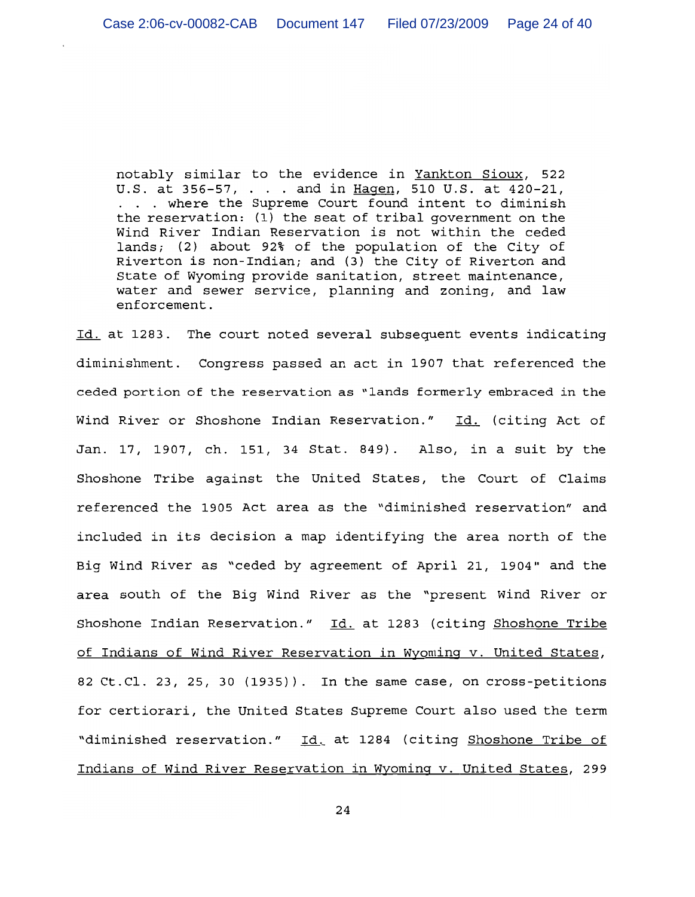> notably similar to the evidence in Yankton Sioux, 522 U.S. at 356-57, . . . and in Hagen, 510 U.S. at 420-21, . . . where the Supreme Court found intent to diminish the reservation: (1) the seat of tribal government on the Wind River Indian Reservation is not within the ceded lands; (2) about 92% of the population of the City of Riverton is non-Indian; and (3) the City of Riverton and State of Wyoming provide sanitation, street maintenance, water and sewer service, planning and zoning, and law enforcement.

Id. at 1283. The court noted several subsequent events indicating diminishment. Congress passed an act in 1907 that referenced the ceded portion of the reservation as "lands formerly embraced in the Wind River or Shoshone Indian Reservation." Id. (citing Act of Jan. 17, 1907, ch. 151, 34 Stat. 849). Also, in a suit by the Shoshone Tribe against the United States, the Court of Claims referenced the 1905 Act area as the "diminished reservation" and included in its decision a map identifying the area north of the Big Wind River as "ceded by agreement of April 21, 1904" and the area south of the Big Wind River as the "present Wind River or Shoshone Indian Reservation." Id. at 1283 (citing Shoshone Tribe of Indians of Wind River Reservation in Wyoming v. United States, 82 Ct.Cl. 23, 25, 30 (1935)). In the same case, on cross-petitions for certiorari, the United States Supreme Court also used the term "diminished reservation." Id. at 1284 (citing Shoshone Tribe of Indians of Wind River Reservation in Wyoming v. United States, 299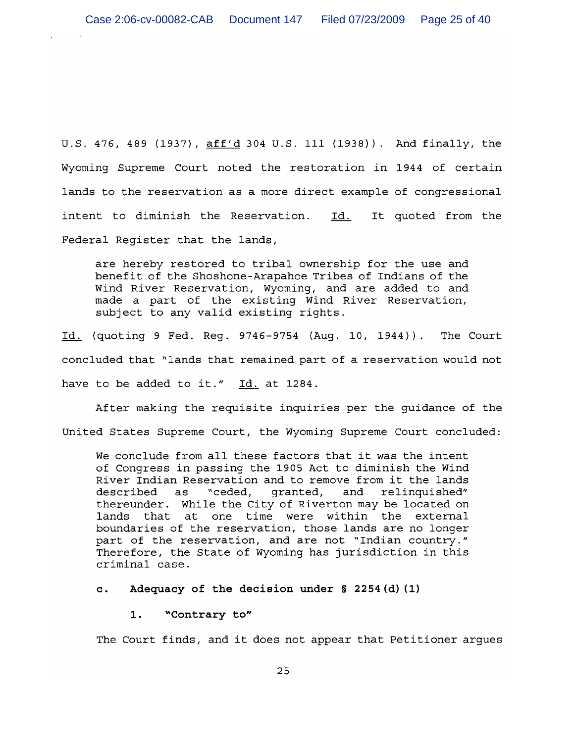U.S. 476, 489 (1937), aff'd 304 U.S. 111 (1938)). And finally, the Wyoming Supreme Court noted the restoration in 1944 of certain lands to the reservation as a more direct example of congressional intent to diminish the Reservation. Id. It quoted from the Federal Register that the lands,

> are hereby restored to tribal ownership for the use and benefit of the Shoshone-Arapahoe Tribes of Indians of the Wind River Reservation, Wyoming, and are added to and made a part of the existing Wind River Reservation, subject to any valid existing rights.

Id. (quoting 9 Fed. Reg. 9746-9754 (Aug. 10, 1944)). The Court concluded that "lands that remained part of a reservation would not have to be added to it." Id. at 1284.

After making the requisite inquiries per the guidance of the United States Supreme Court, the Wyoming Supreme Court concluded:

> We conclude from all these factors that it was the intent of Congress in passing the 1905 Act to diminish the Wind River Indian Reservation and to remove from it the lands described as "ceded, granted, and relinquished" thereunder. While the City of Riverton may be located on lands that at one time were within the external boundaries of the reservation, those lands are no longer part of the reservation, and are not "Indian country." Therefore, the State of Wyoming has jurisdiction in this criminal case.

**c. Adequacy of the decision under § 2254(d)(1)**

**1. "Contrary to"**

The Court finds, and it does not appear that Petitioner argues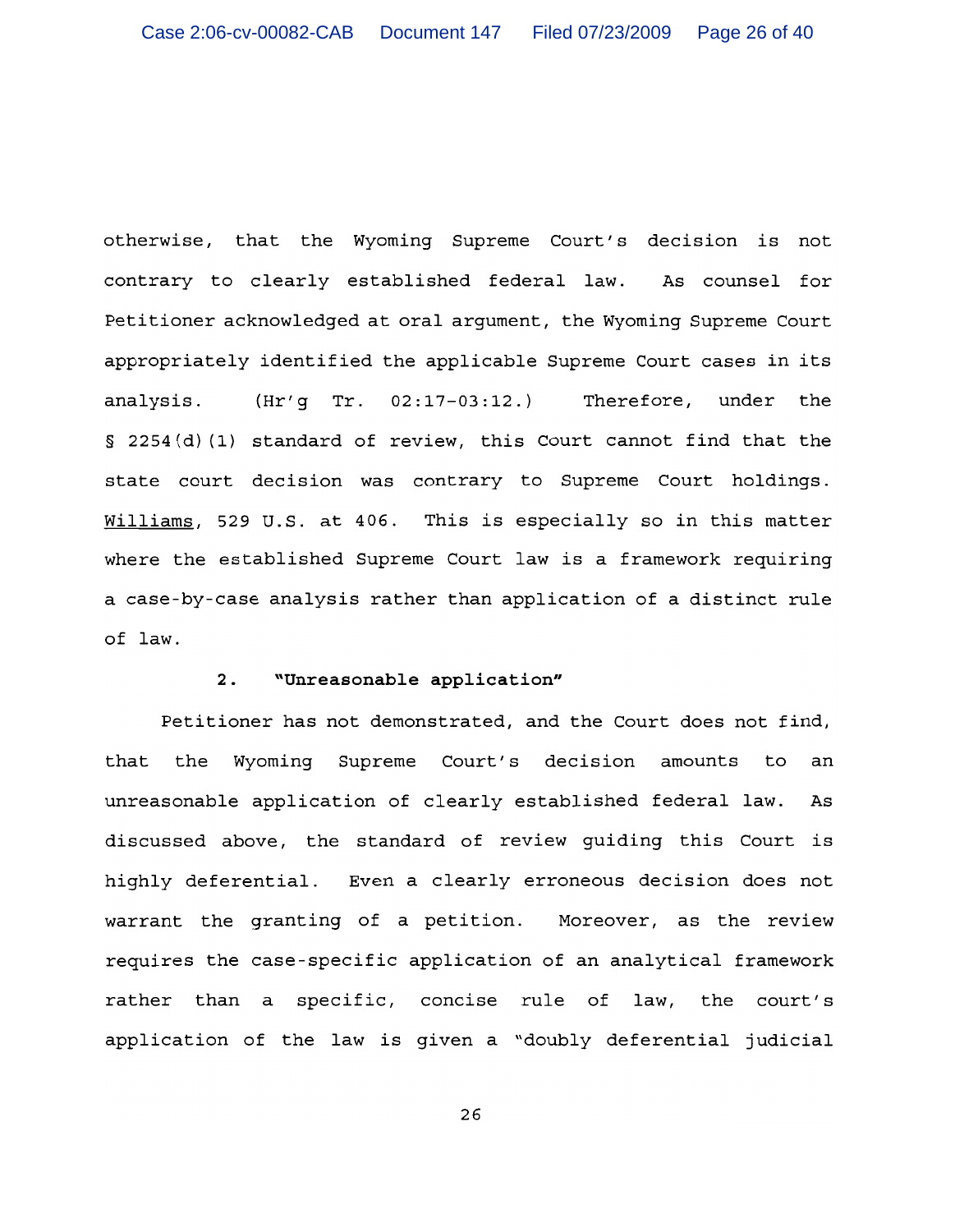otherwise, that the Wyoming Supreme Court's decision is not contrary to clearly established federal law. As counsel for Petitioner acknowledged at oral argument, the Wyoming Supreme Court appropriately identified the applicable Supreme Court cases in its analysis. (Hr'g Tr. 02:17-03:12.) Therefore, under the § 2254(d)(1) standard of review, this Court cannot find that the state court decision was contrary to Supreme Court holdings. Williams, 529 U.S. at 406. This is especially so in this matter where the established Supreme Court law is a framework requiring a case-by-case analysis rather than application of a distinct rule of law.

### 2. "Unreasonable application"

Petitioner has not demonstrated, and the Court does not find, that the Wyoming Supreme Court's decision amounts to an unreasonable application of clearly established federal law. As discussed above, the standard of review guiding this Court is highly deferential. Even a clearly erroneous decision does not warrant the granting of a petition. Moreover, as the review requires the case-specific application of an analytical framework rather than a specific, concise rule of law, the court's application of the law is given a "doubly deferential judicial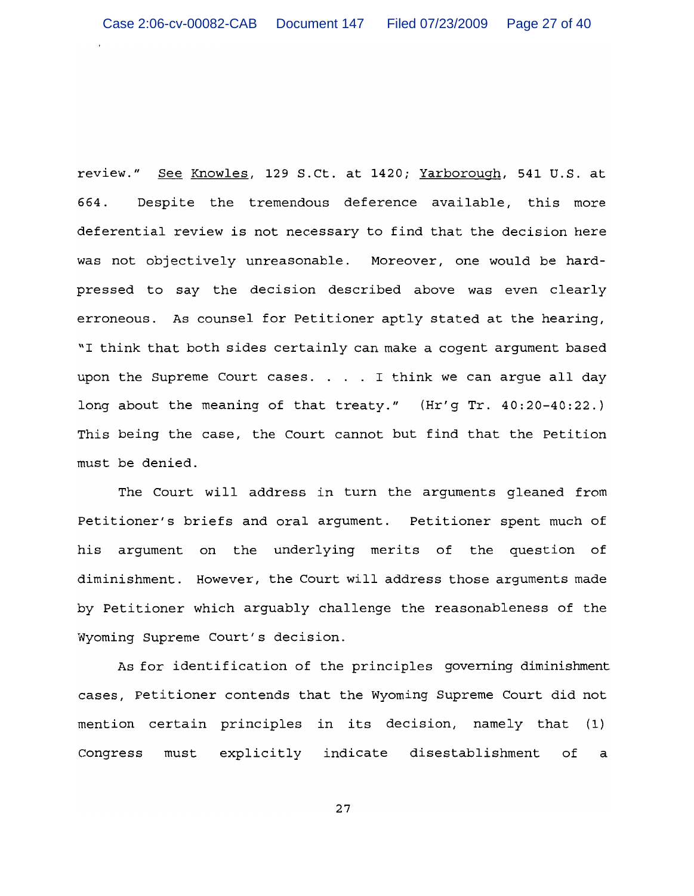review." See Knowles, 129 S.Ct. at 1420; Yarborough, 541 U.S. at 664. Despite the tremendous deference available, this more deferential review is not necessary to find that the decision here was not objectively unreasonable. Moreover, one would be hard-pressed to say the decision described above was even clearly erroneous. As counsel for Petitioner aptly stated at the hearing, "I think that both sides certainly can make a cogent argument based upon the Supreme Court cases. . . . I think we can argue all day long about the meaning of that treaty." (Hr'g Tr. 40:20-40:22.) This being the case, the Court cannot but find that the Petition must be denied.

The Court will address in turn the arguments gleaned from Petitioner's briefs and oral argument. Petitioner spent much of his argument on the underlying merits of the question of diminishment. However, the Court will address those arguments made by Petitioner which arguably challenge the reasonableness of the Wyoming Supreme Court's decision.

As for identification of the principles governing diminishment cases, Petitioner contends that the Wyoming Supreme Court did not mention certain principles in its decision, namely that (1) Congress must explicitly indicate disestablishment of a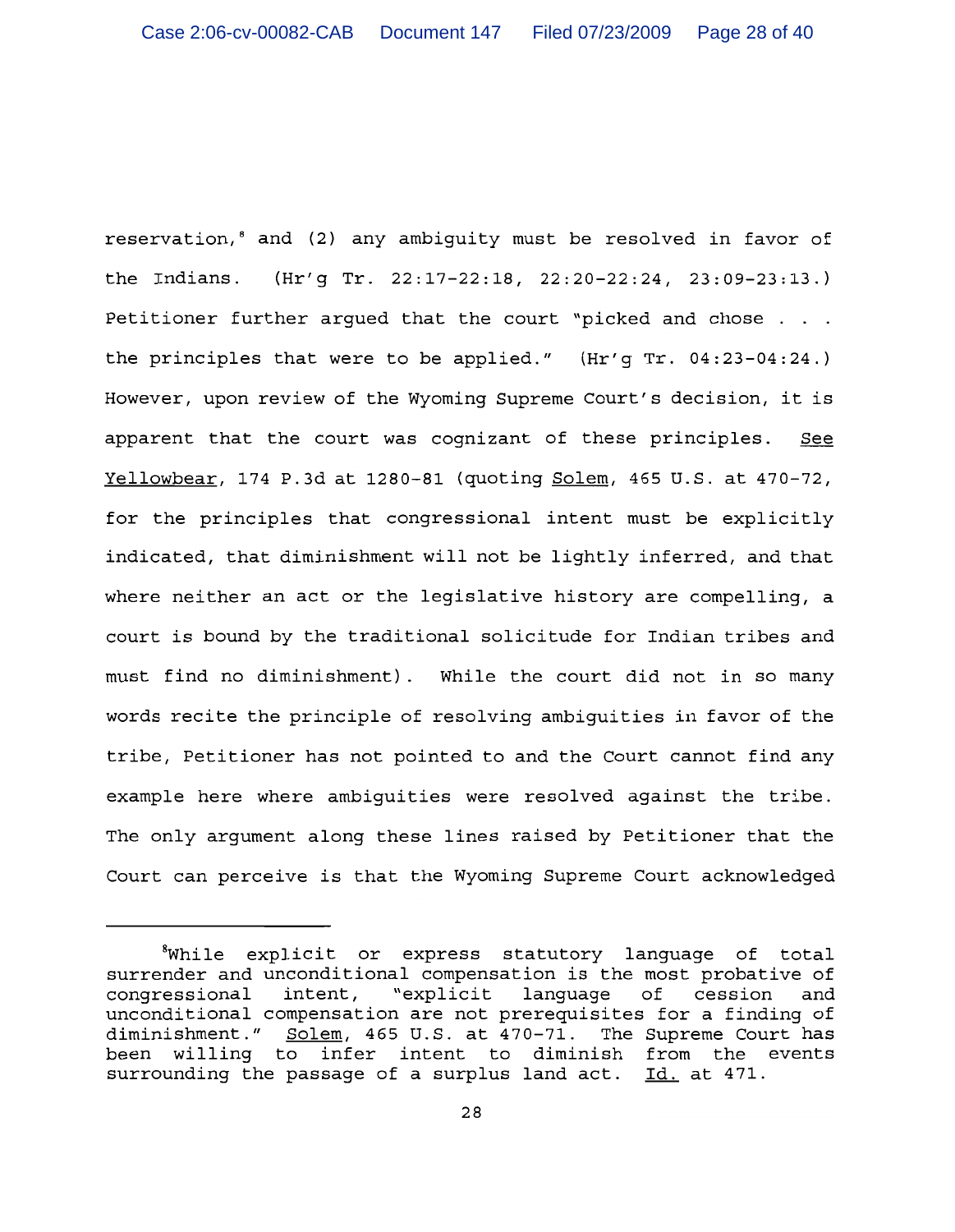reservation,[8] and (2) any ambiguity must be resolved in favor of the Indians. (Hr'g Tr. 22:17-22:18, 22:20-22:24, 23:09-23:13.) Petitioner further argued that the court "picked and chose . . . the principles that were to be applied." (Hr'g Tr. 04:23-04:24.) However, upon review of the Wyoming Supreme Court's decision, it is apparent that the court was cognizant of these principles. See Yellowbear, 174 P.3d at 1280-81 (quoting Solem, 465 U.S. at 470-72, for the principles that congressional intent must be explicitly indicated, that diminishment will not be lightly inferred, and that where neither an act or the legislative history are compelling, a court is bound by the traditional solicitude for Indian tribes and must find no diminishment). While the court did not in so many words recite the principle of resolving ambiguities in favor of the tribe, Petitioner has not pointed to and the Court cannot find any example here where ambiguities were resolved against the tribe. The only argument along these lines raised by Petitioner that the Court can perceive is that the Wyoming Supreme Court acknowledged

---

[8] While explicit or express statutory language of total surrender and unconditional compensation is the most probative of congressional intent, "explicit language of cession and unconditional compensation are not prerequisites for a finding of diminishment." Solem, 465 U.S. at 470-71. The Supreme Court has been willing to infer intent to diminish from the events surrounding the passage of a surplus land act. Id. at 471.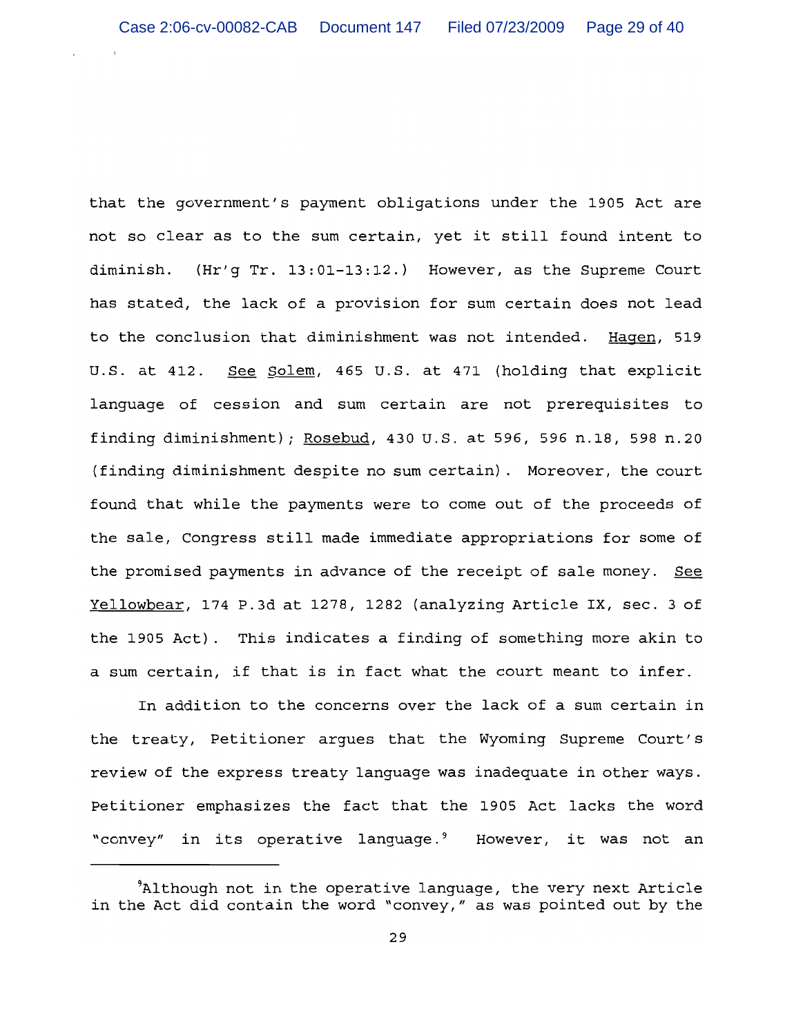that the government's payment obligations under the 1905 Act are not so clear as to the sum certain, yet it still found intent to diminish. (Hr'g Tr. 13:01-13:12.) However, as the Supreme Court has stated, the lack of a provision for sum certain does not lead to the conclusion that diminishment was not intended. Hagen, 519 U.S. at 412. See Solem, 465 U.S. at 471 (holding that explicit language of cession and sum certain are not prerequisites to finding diminishment); Rosebud, 430 U.S. at 596, 596 n.18, 598 n.20 (finding diminishment despite no sum certain). Moreover, the court found that while the payments were to come out of the proceeds of the sale, Congress still made immediate appropriations for some of the promised payments in advance of the receipt of sale money. See Yellowbear, 174 P.3d at 1278, 1282 (analyzing Article IX, sec. 3 of the 1905 Act). This indicates a finding of something more akin to a sum certain, if that is in fact what the court meant to infer.

In addition to the concerns over the lack of a sum certain in the treaty, Petitioner argues that the Wyoming Supreme Court's review of the express treaty language was inadequate in other ways. Petitioner emphasizes the fact that the 1905 Act lacks the word "convey" in its operative language.[9] However, it was not an

---

[9]Although not in the operative language, the very next Article in the Act did contain the word "convey," as was pointed out by the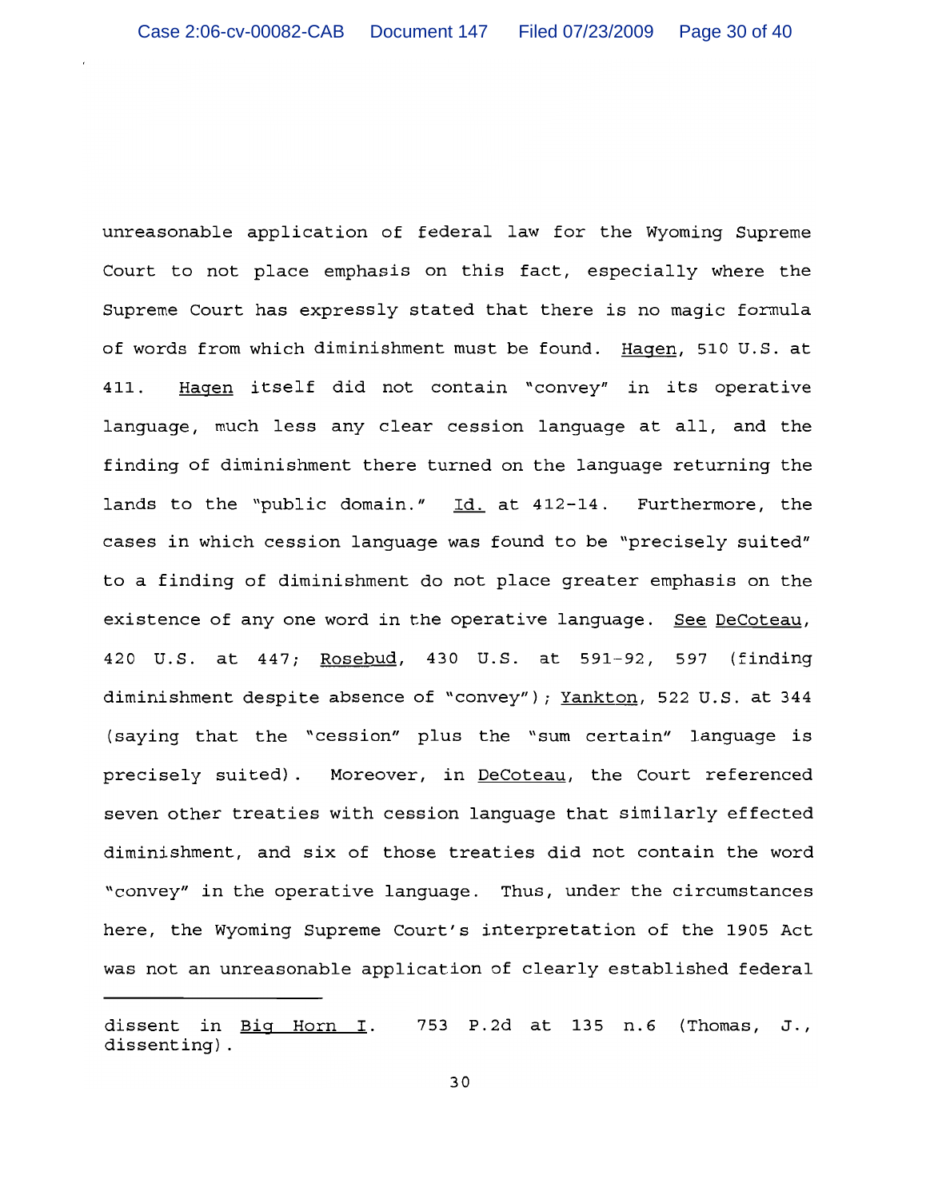unreasonable application of federal law for the Wyoming Supreme Court to not place emphasis on this fact, especially where the Supreme Court has expressly stated that there is no magic formula of words from which diminishment must be found. Hagen, 510 U.S. at 411. Hagen itself did not contain "convey" in its operative language, much less any clear cession language at all, and the finding of diminishment there turned on the language returning the lands to the "public domain." Id. at 412-14. Furthermore, the cases in which cession language was found to be "precisely suited" to a finding of diminishment do not place greater emphasis on the existence of any one word in the operative language. See DeCoteau, 420 U.S. at 447; Rosebud, 430 U.S. at 591-92, 597 (finding diminishment despite absence of "convey"); Yankton, 522 U.S. at 344 (saying that the "cession" plus the "sum certain" language is precisely suited). Moreover, in DeCoteau, the Court referenced seven other treaties with cession language that similarly effected diminishment, and six of those treaties did not contain the word "convey" in the operative language. Thus, under the circumstances here, the Wyoming Supreme Court's interpretation of the 1905 Act was not an unreasonable application of clearly established federal

---

dissent in Big Horn I. 753 P.2d at 135 n.6 (Thomas, J., dissenting).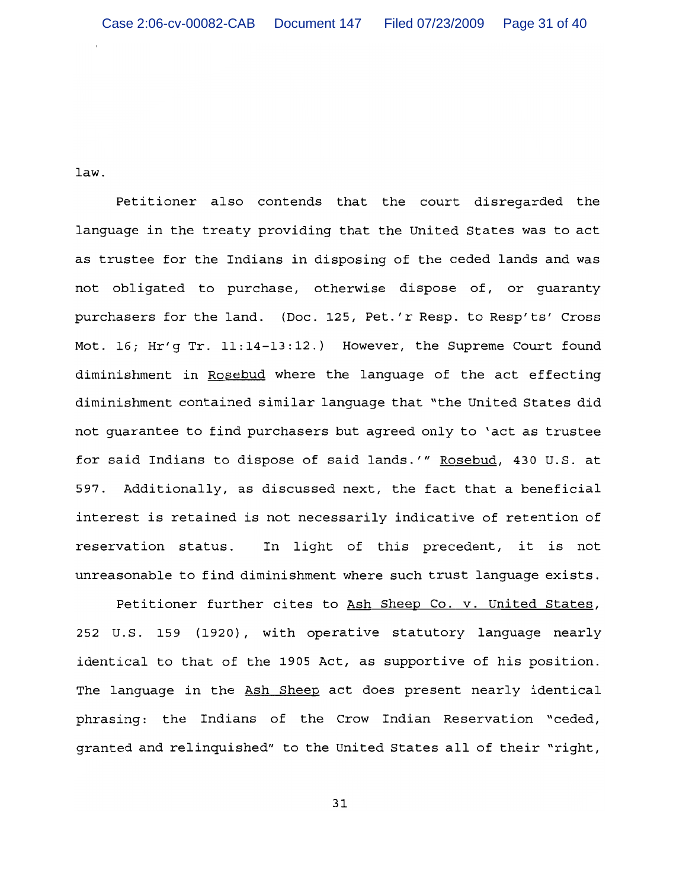law.

Petitioner also contends that the court disregarded the language in the treaty providing that the United States was to act as trustee for the Indians in disposing of the ceded lands and was not obligated to purchase, otherwise dispose of, or guaranty purchasers for the land. (Doc. 125, Pet.'r Resp. to Resp'ts' Cross Mot. 16; Hr'g Tr. 11:14-13:12.) However, the Supreme Court found diminishment in Rosebud where the language of the act effecting diminishment contained similar language that "the United States did not guarantee to find purchasers but agreed only to 'act as trustee for said Indians to dispose of said lands.'" Rosebud, 430 U.S. at 597. Additionally, as discussed next, the fact that a beneficial interest is retained is not necessarily indicative of retention of reservation status. In light of this precedent, it is not unreasonable to find diminishment where such trust language exists.

Petitioner further cites to Ash Sheep Co. v. United States, 252 U.S. 159 (1920), with operative statutory language nearly identical to that of the 1905 Act, as supportive of his position. The language in the Ash Sheep act does present nearly identical phrasing: the Indians of the Crow Indian Reservation "ceded, granted and relinquished" to the United States all of their "right,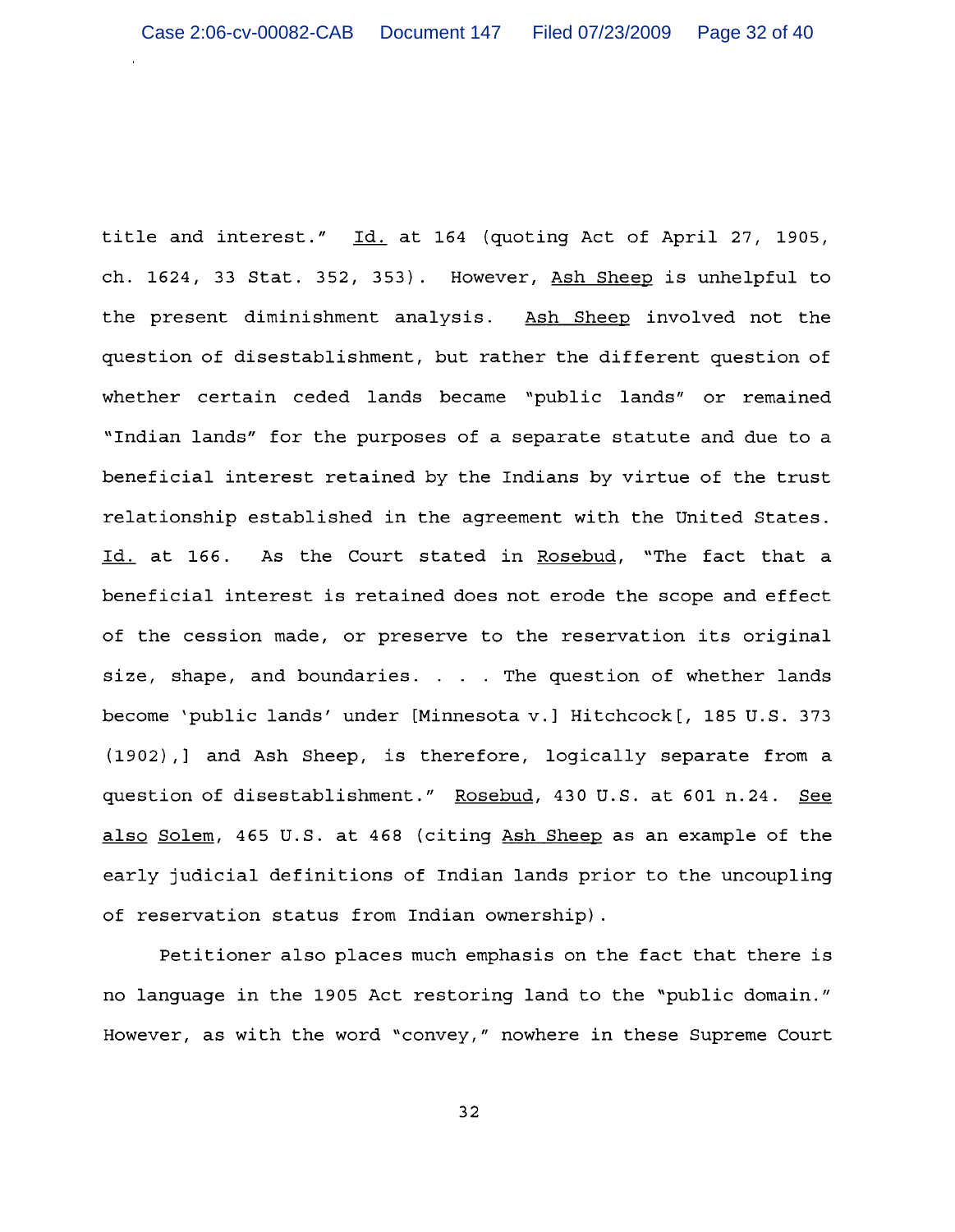title and interest." Id. at 164 (quoting Act of April 27, 1905, ch. 1624, 33 Stat. 352, 353). However, Ash Sheep is unhelpful to the present diminishment analysis. Ash Sheep involved not the question of disestablishment, but rather the different question of whether certain ceded lands became "public lands" or remained "Indian lands" for the purposes of a separate statute and due to a beneficial interest retained by the Indians by virtue of the trust relationship established in the agreement with the United States. Id. at 166. As the Court stated in Rosebud, "The fact that a beneficial interest is retained does not erode the scope and effect of the cession made, or preserve to the reservation its original size, shape, and boundaries. . . . The question of whether lands become 'public lands' under [Minnesota v.] Hitchcock[, 185 U.S. 373 (1902),] and Ash Sheep, is therefore, logically separate from a question of disestablishment." Rosebud, 430 U.S. at 601 n.24. See also Solem, 465 U.S. at 468 (citing Ash Sheep as an example of the early judicial definitions of Indian lands prior to the uncoupling of reservation status from Indian ownership).

Petitioner also places much emphasis on the fact that there is no language in the 1905 Act restoring land to the "public domain." However, as with the word "convey," nowhere in these Supreme Court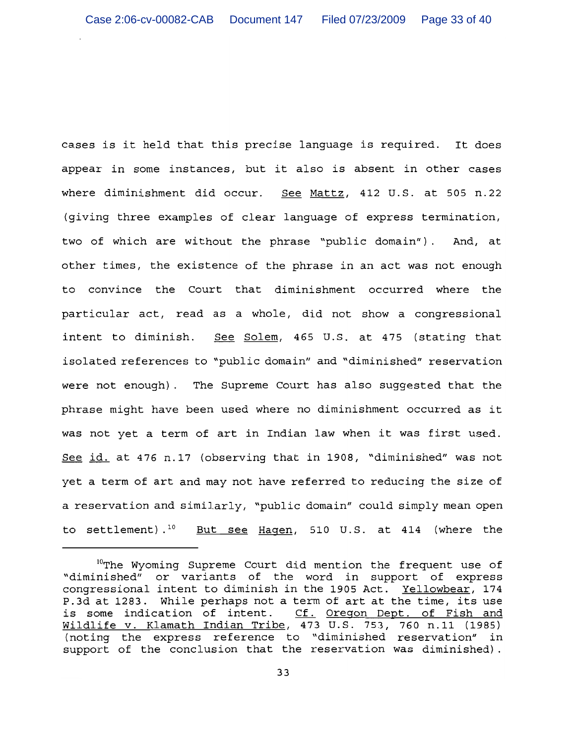cases is it held that this precise language is required. It does appear in some instances, but it also is absent in other cases where diminishment did occur. See Mattz, 412 U.S. at 505 n.22 (giving three examples of clear language of express termination, two of which are without the phrase "public domain"). And, at other times, the existence of the phrase in an act was not enough to convince the Court that diminishment occurred where the particular act, read as a whole, did not show a congressional intent to diminish. See Solem, 465 U.S. at 475 (stating that isolated references to "public domain" and "diminished" reservation were not enough). The Supreme Court has also suggested that the phrase might have been used where no diminishment occurred as it was not yet a term of art in Indian law when it was first used. See id. at 476 n.17 (observing that in 1908, "diminished" was not yet a term of art and may not have referred to reducing the size of a reservation and similarly, "public domain" could simply mean open to settlement).[10] But see Hagen, 510 U.S. at 414 (where the

---

[10]The Wyoming Supreme Court did mention the frequent use of "diminished" or variants of the word in support of express congressional intent to diminish in the 1905 Act. Yellowbear, 174 P.3d at 1283. While perhaps not a term of art at the time, its use is some indication of intent. Cf. Oregon Dept. of Fish and Wildlife v. Klamath Indian Tribe, 473 U.S. 753, 760 n.11 (1985) (noting the express reference to "diminished reservation" in support of the conclusion that the reservation was diminished).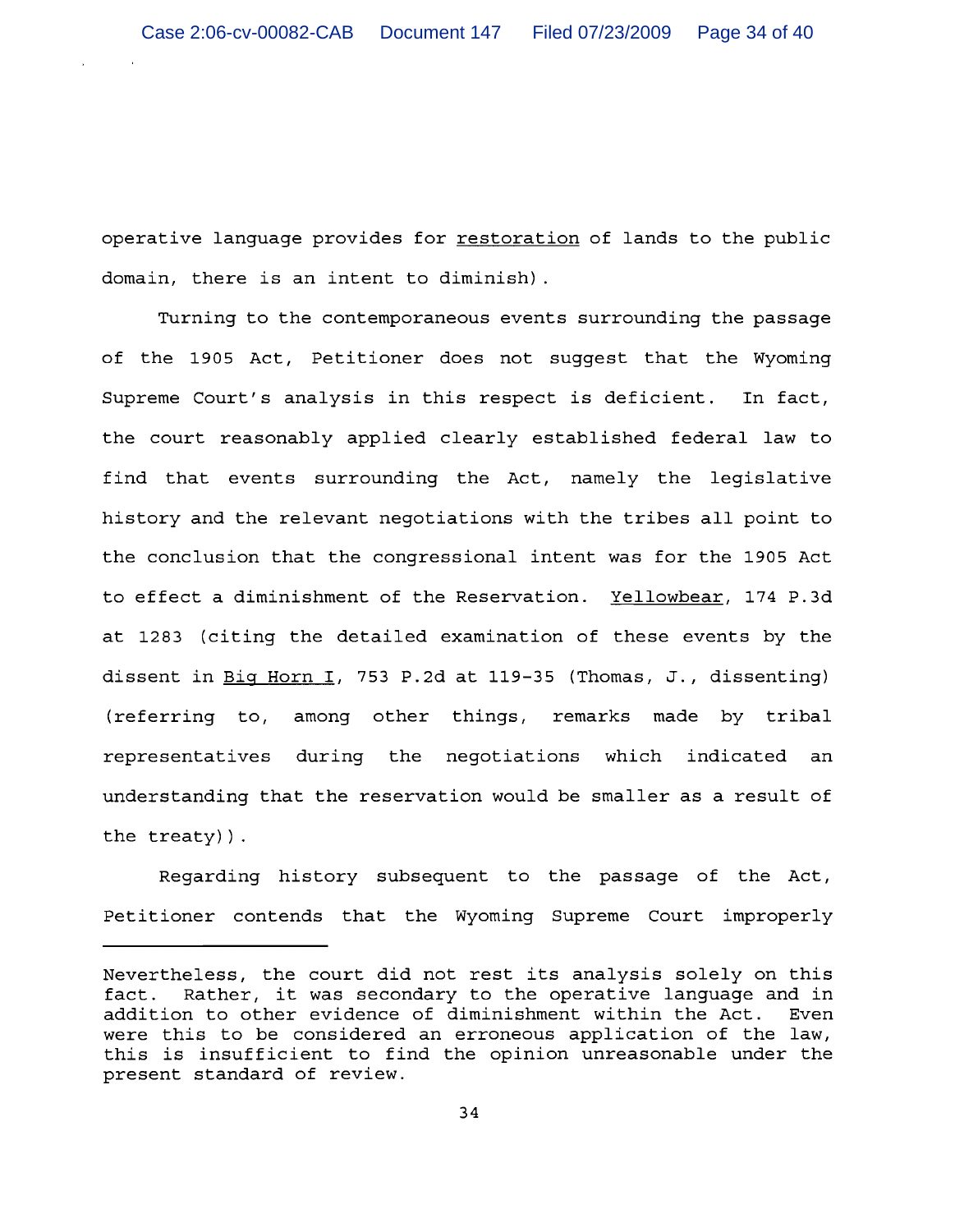operative language provides for <u>restoration</u> of lands to the public domain, there is an intent to diminish).

Turning to the contemporaneous events surrounding the passage of the 1905 Act, Petitioner does not suggest that the Wyoming Supreme Court's analysis in this respect is deficient. In fact, the court reasonably applied clearly established federal law to find that events surrounding the Act, namely the legislative history and the relevant negotiations with the tribes all point to the conclusion that the congressional intent was for the 1905 Act to effect a diminishment of the Reservation. <u>Yellowbear</u>, 174 P.3d at 1283 (citing the detailed examination of these events by the dissent in <u>Big Horn I</u>, 753 P.2d at 119-35 (Thomas, J., dissenting) (referring to, among other things, remarks made by tribal representatives during the negotiations which indicated an understanding that the reservation would be smaller as a result of the treaty)).

Regarding history subsequent to the passage of the Act, Petitioner contends that the Wyoming Supreme Court improperly

---

Nevertheless, the court did not rest its analysis solely on this fact. Rather, it was secondary to the operative language and in addition to other evidence of diminishment within the Act. Even were this to be considered an erroneous application of the law, this is insufficient to find the opinion unreasonable under the present standard of review.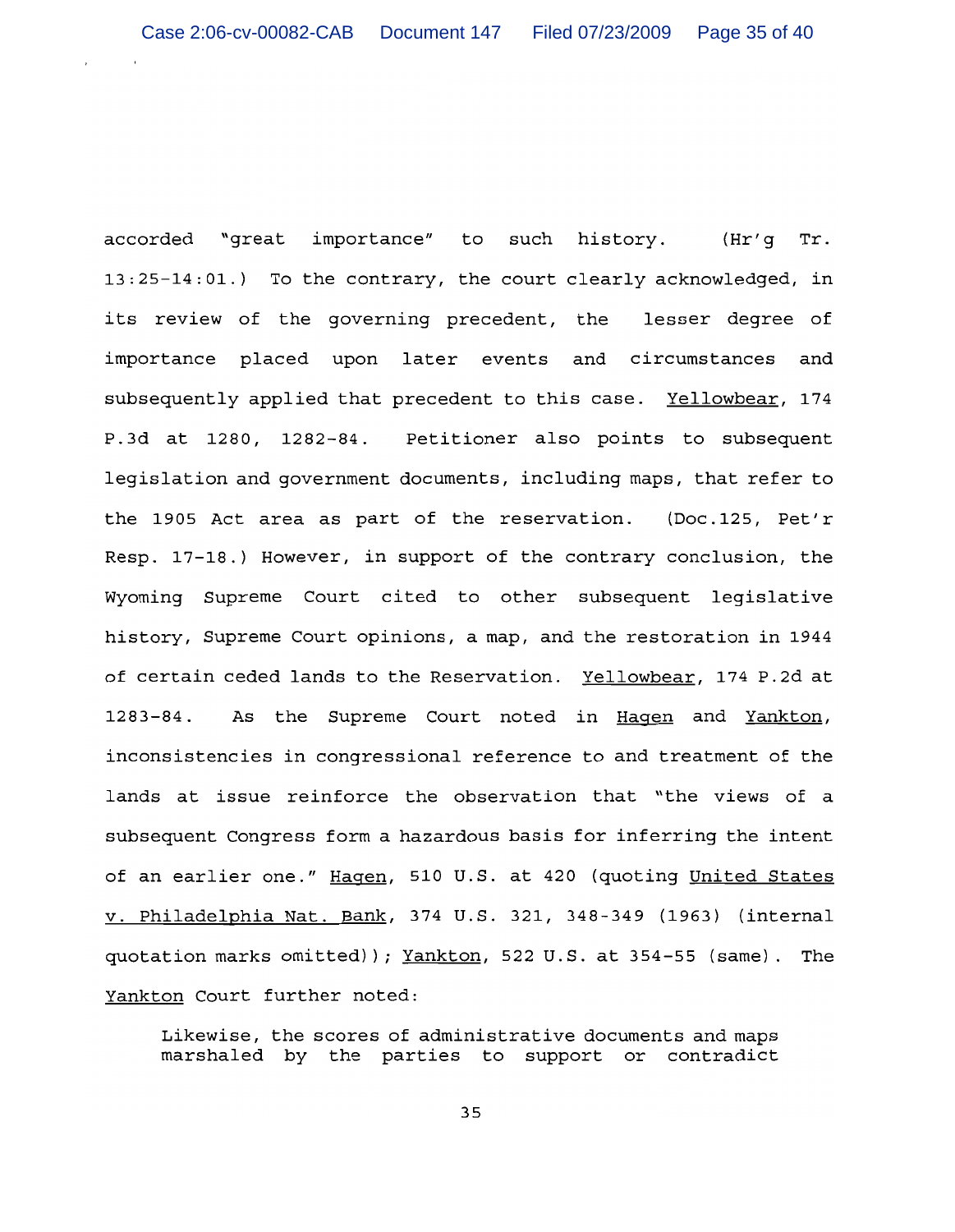accorded "great importance" to such history. (Hr'g Tr. 13:25-14:01.) To the contrary, the court clearly acknowledged, in its review of the governing precedent, the lesser degree of importance placed upon later events and circumstances and subsequently applied that precedent to this case. Yellowbear, 174 P.3d at 1280, 1282-84. Petitioner also points to subsequent legislation and government documents, including maps, that refer to the 1905 Act area as part of the reservation. (Doc.125, Pet'r Resp. 17-18.) However, in support of the contrary conclusion, the Wyoming Supreme Court cited to other subsequent legislative history, Supreme Court opinions, a map, and the restoration in 1944 of certain ceded lands to the Reservation. Yellowbear, 174 P.2d at 1283-84. As the Supreme Court noted in Hagen and Yankton, inconsistencies in congressional reference to and treatment of the lands at issue reinforce the observation that "the views of a subsequent Congress form a hazardous basis for inferring the intent of an earlier one." Hagen, 510 U.S. at 420 (quoting United States v. Philadelphia Nat. Bank, 374 U.S. 321, 348-349 (1963) (internal quotation marks omitted)); Yankton, 522 U.S. at 354-55 (same). The Yankton Court further noted:

> Likewise, the scores of administrative documents and maps marshaled by the parties to support or contradict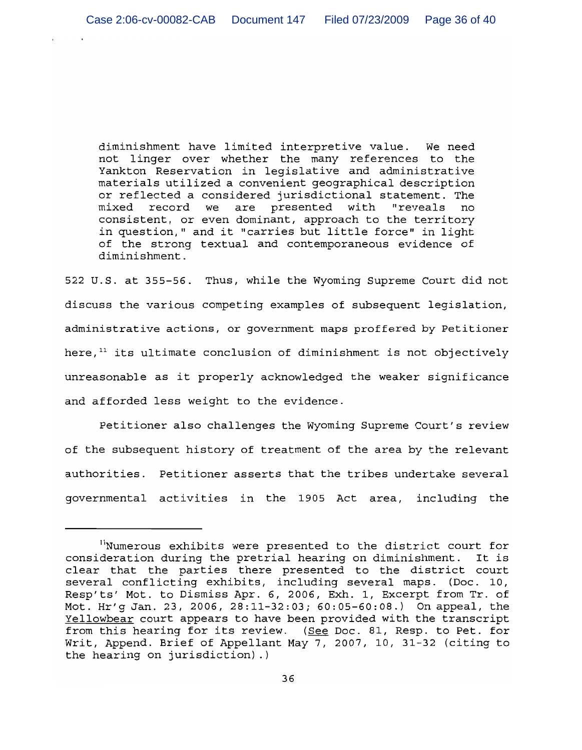> diminishment have limited interpretive value. We need not linger over whether the many references to the Yankton Reservation in legislative and administrative materials utilized a convenient geographical description or reflected a considered jurisdictional statement. The mixed record we are presented with "reveals no consistent, or even dominant, approach to the territory in question," and it "carries but little force" in light of the strong textual and contemporaneous evidence of diminishment.

522 U.S. at 355-56. Thus, while the Wyoming Supreme Court did not discuss the various competing examples of subsequent legislation, administrative actions, or government maps proffered by Petitioner here,[11] its ultimate conclusion of diminishment is not objectively unreasonable as it properly acknowledged the weaker significance and afforded less weight to the evidence.

Petitioner also challenges the Wyoming Supreme Court's review of the subsequent history of treatment of the area by the relevant authorities. Petitioner asserts that the tribes undertake several governmental activities in the 1905 Act area, including the

---

[11] Numerous exhibits were presented to the district court for consideration during the pretrial hearing on diminishment. It is clear that the parties there presented to the district court several conflicting exhibits, including several maps. (Doc. 10, Resp'ts' Mot. to Dismiss Apr. 6, 2006, Exh. 1, Excerpt from Tr. of Mot. Hr'g Jan. 23, 2006, 28:11-32:03; 60:05-60:08.) On appeal, the Yellowbear court appears to have been provided with the transcript from this hearing for its review. (See Doc. 81, Resp. to Pet. for Writ, Append. Brief of Appellant May 7, 2007, 10, 31-32 (citing to the hearing on jurisdiction).)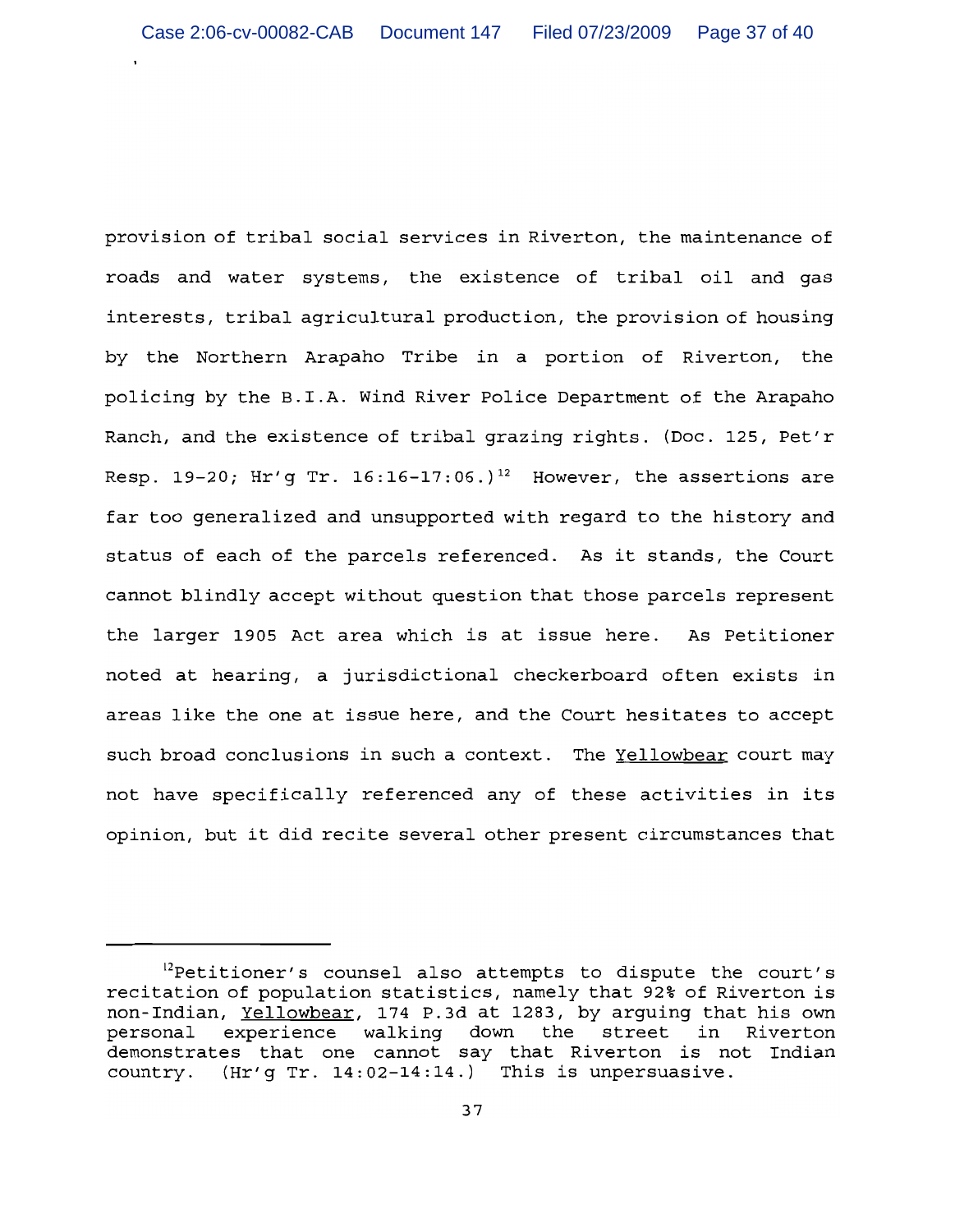provision of tribal social services in Riverton, the maintenance of roads and water systems, the existence of tribal oil and gas interests, tribal agricultural production, the provision of housing by the Northern Arapaho Tribe in a portion of Riverton, the policing by the B.I.A. Wind River Police Department of the Arapaho Ranch, and the existence of tribal grazing rights. (Doc. 125, Pet'r Resp. 19-20; Hr'g Tr. 16:16-17:06.)[12] However, the assertions are far too generalized and unsupported with regard to the history and status of each of the parcels referenced. As it stands, the Court cannot blindly accept without question that those parcels represent the larger 1905 Act area which is at issue here. As Petitioner noted at hearing, a jurisdictional checkerboard often exists in areas like the one at issue here, and the Court hesitates to accept such broad conclusions in such a context. The Yellowbear court may not have specifically referenced any of these activities in its opinion, but it did recite several other present circumstances that

---

[12]Petitioner's counsel also attempts to dispute the court's recitation of population statistics, namely that 92% of Riverton is non-Indian, Yellowbear, 174 P.3d at 1283, by arguing that his own personal experience walking down the street in Riverton demonstrates that one cannot say that Riverton is not Indian country. (Hr'g Tr. 14:02-14:14.) This is unpersuasive.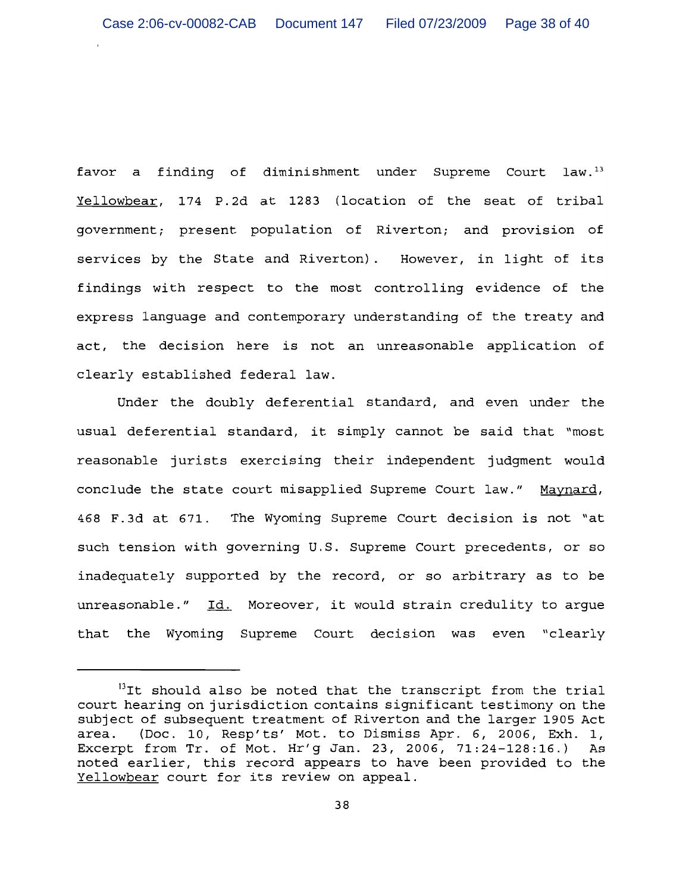favor a finding of diminishment under Supreme Court law.[13] Yellowbear, 174 P.2d at 1283 (location of the seat of tribal government; present population of Riverton; and provision of services by the State and Riverton). However, in light of its findings with respect to the most controlling evidence of the express language and contemporary understanding of the treaty and act, the decision here is not an unreasonable application of clearly established federal law.

Under the doubly deferential standard, and even under the usual deferential standard, it simply cannot be said that "most reasonable jurists exercising their independent judgment would conclude the state court misapplied Supreme Court law." Maynard, 468 F.3d at 671. The Wyoming Supreme Court decision is not "at such tension with governing U.S. Supreme Court precedents, or so inadequately supported by the record, or so arbitrary as to be unreasonable." Id. Moreover, it would strain credulity to argue that the Wyoming Supreme Court decision was even "clearly

---

[13] It should also be noted that the transcript from the trial court hearing on jurisdiction contains significant testimony on the subject of subsequent treatment of Riverton and the larger 1905 Act area. (Doc. 10, Resp'ts' Mot. to Dismiss Apr. 6, 2006, Exh. 1, Excerpt from Tr. of Mot. Hr'g Jan. 23, 2006, 71:24-128:16.) As noted earlier, this record appears to have been provided to the Yellowbear court for its review on appeal.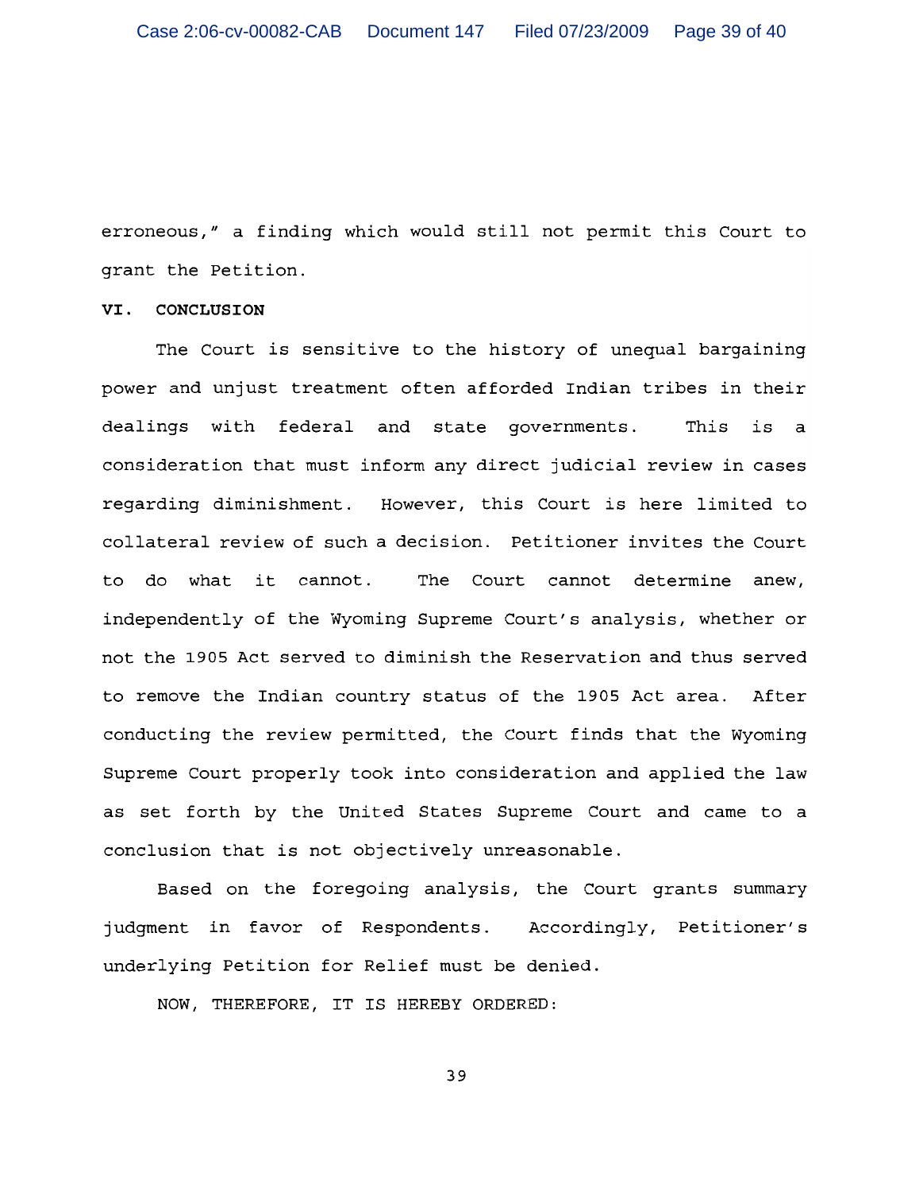erroneous," a finding which would still not permit this Court to grant the Petition.

## VI. CONCLUSION

The Court is sensitive to the history of unequal bargaining power and unjust treatment often afforded Indian tribes in their dealings with federal and state governments. This is a consideration that must inform any direct judicial review in cases regarding diminishment. However, this Court is here limited to collateral review of such a decision. Petitioner invites the Court to do what it cannot. The Court cannot determine anew, independently of the Wyoming Supreme Court's analysis, whether or not the 1905 Act served to diminish the Reservation and thus served to remove the Indian country status of the 1905 Act area. After conducting the review permitted, the Court finds that the Wyoming Supreme Court properly took into consideration and applied the law as set forth by the United States Supreme Court and came to a conclusion that is not objectively unreasonable.

Based on the foregoing analysis, the Court grants summary judgment in favor of Respondents. Accordingly, Petitioner's underlying Petition for Relief must be denied.

NOW, THEREFORE, IT IS HEREBY ORDERED: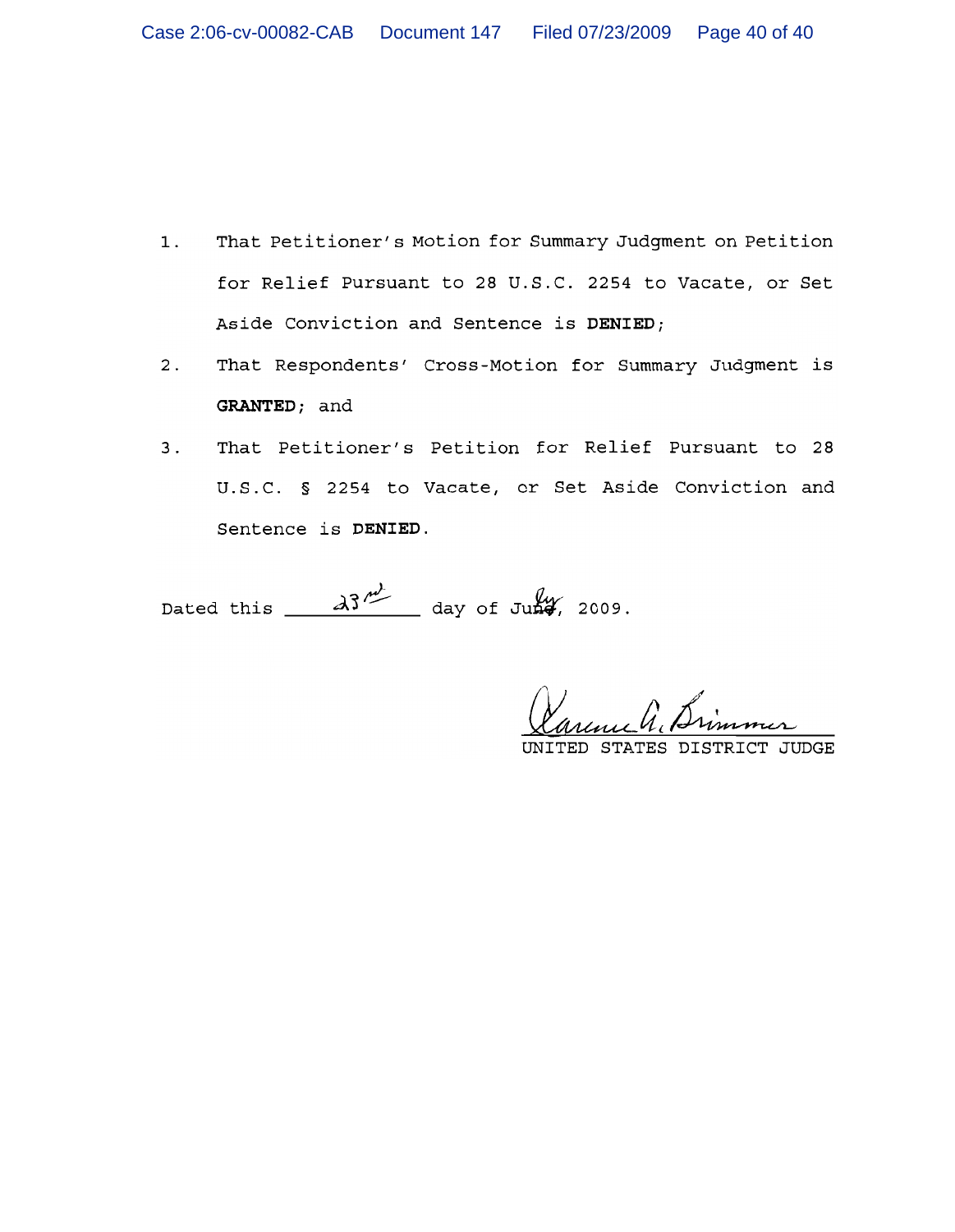1. That Petitioner's Motion for Summary Judgment on Petition for Relief Pursuant to 28 U.S.C. 2254 to Vacate, or Set Aside Conviction and Sentence is **DENIED**;

2. That Respondents' Cross-Motion for Summary Judgment is **GRANTED**; and

3. That Petitioner's Petition for Relief Pursuant to 28 U.S.C. § 2254 to Vacate, or Set Aside Conviction and Sentence is **DENIED**.

Dated this 23rd day of July, 2009.

Clarence A. Brimmer

UNITED STATES DISTRICT JUDGE